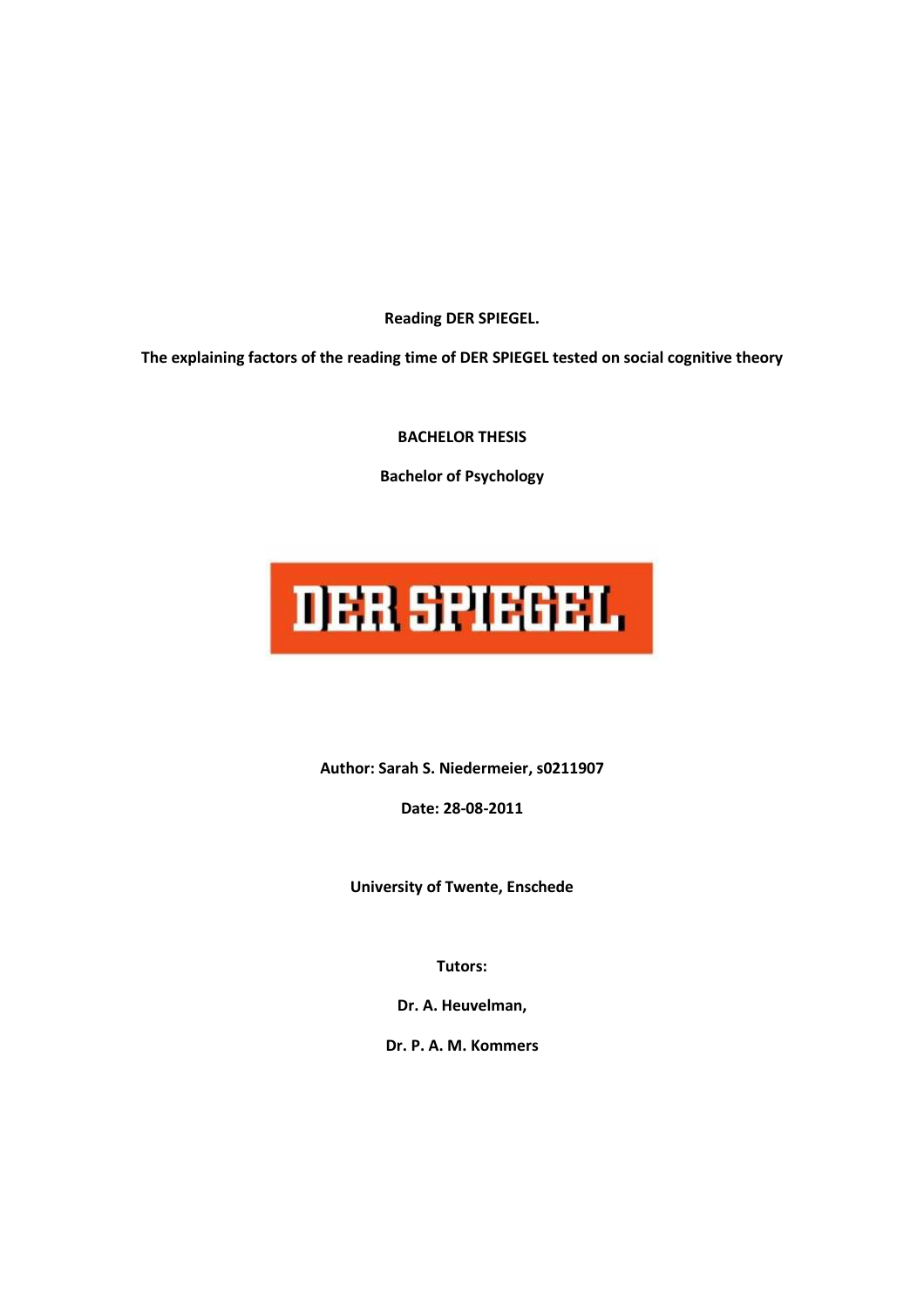**Reading DER SPIEGEL.**

**The explaining factors of the reading time of DER SPIEGEL tested on social cognitive theory**

**BACHELOR THESIS**

**Bachelor of Psychology**

**Author: Sarah S. Niedermeier, s0211907**

**Date: 28-08-2011**

**University of Twente, Enschede**

**Tutors:**

**Dr. A. Heuvelman,**

**Dr. P. A. M. Kommers**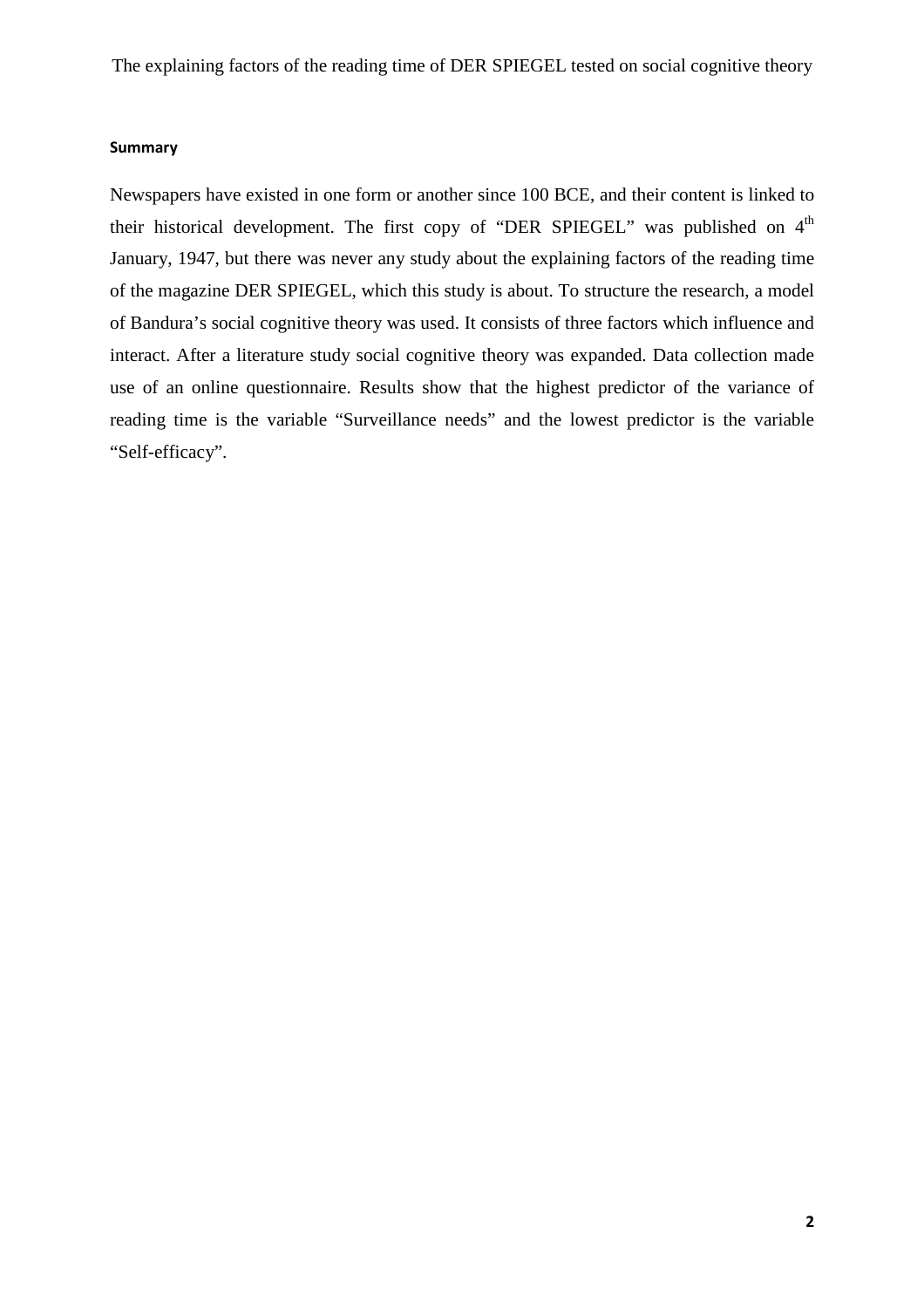**Summary**

Newspapers have existed in one form or another since 100 BCE, and their content is linked to their historical development. The first copy of "DER SPIEGEL" was published on 4th January, 1947, but there was never any study about the explaining factors of the reading time of the magazine DER SPIEGEL, which this study is about. To structure the research, a model of Bandura's social cognitive theory was used. It consists of three factors which influence and interact. After a literature study social cognitive theory was expanded. Data collection made use of an online questionnaire. Results show that the highest predictor of the variance of reading time is the variable "Surveillance needs" and the lowest predictor is the variable "Self-efficacy".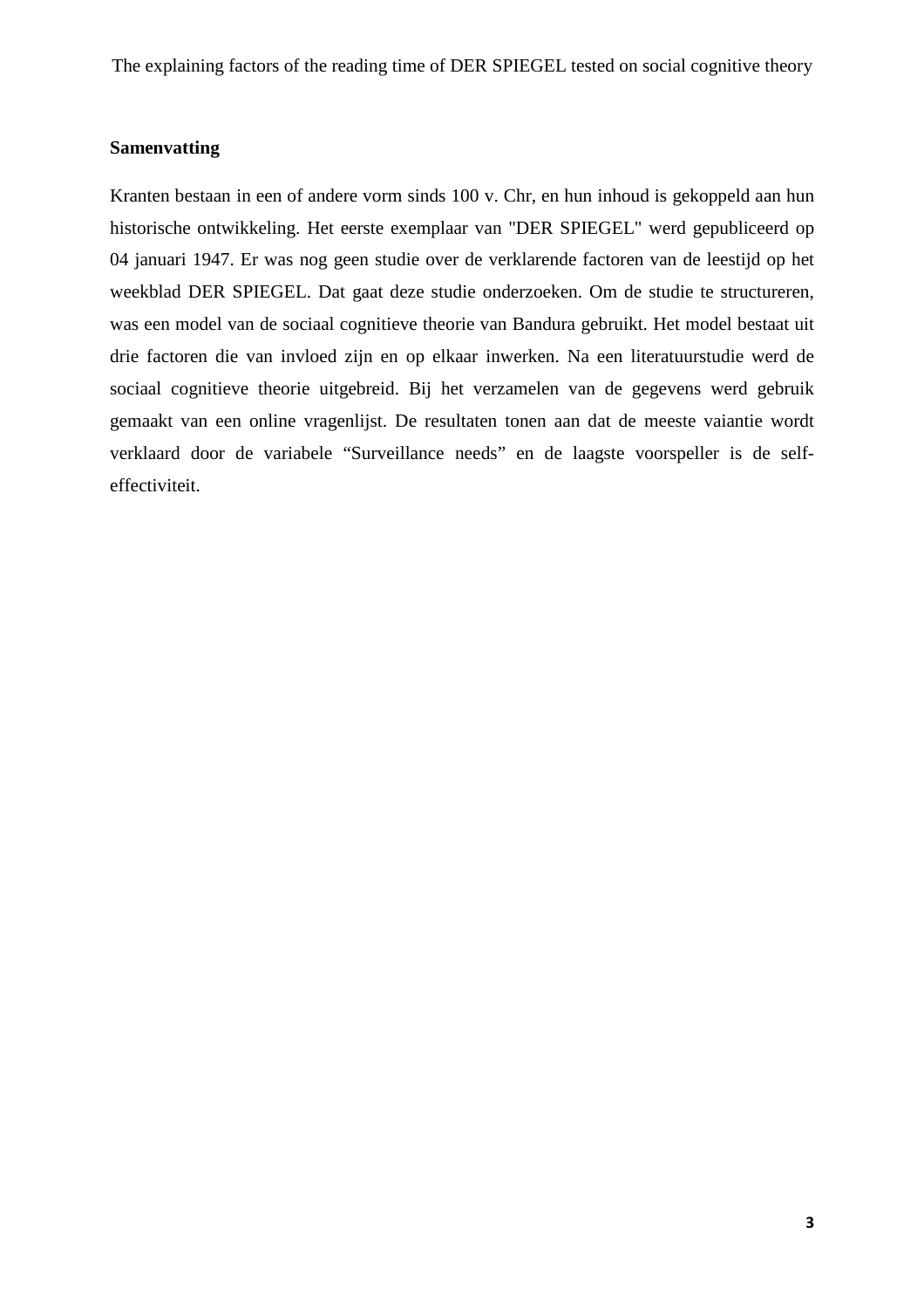**Samenvatting**

Kranten bestaan in een of andere vorm sinds 100 v. Chr, en hun inhoud is gekoppeld aan hun historische ontwikkeling. Het eerste exemplaar van "DER SPIEGEL" werd gepubliceerd op 04 januari 1947. Er was nog geen studie over de verklarende factoren van de leestijd op het weekblad DER SPIEGEL. Dat gaat deze studie onderzoeken. Om de studie te structureren, was een model van de sociaal cognitieve theorie van Bandura gebruikt. Het model bestaat uit drie factoren die van invloed zijn en op elkaar inwerken. Na een literatuurstudie werd de sociaal cognitieve theorie uitgebreid. Bij het verzamelen van de gegevens werd gebruik gemaakt van een online vragenlijst. De resultaten tonen aan dat de meeste vaiantie wordt verklaard door de variabele “Surveillance needs” en de laagste voorspeller is de self-effectiviteit.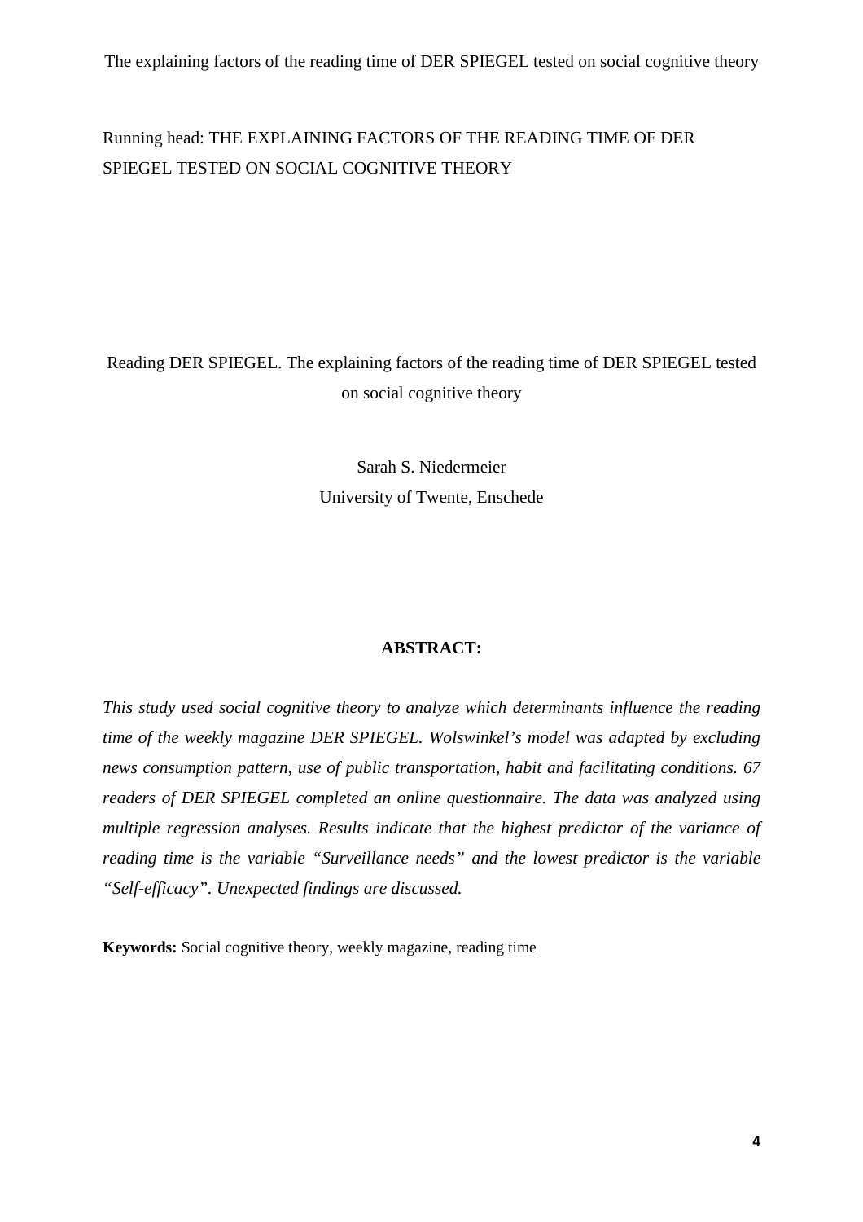Running head: THE EXPLAINING FACTORS OF THE READING TIME OF DER SPIEGEL TESTED ON SOCIAL COGNITIVE THEORY

# Reading DER SPIEGEL. The explaining factors of the reading time of DER SPIEGEL tested on social cognitive theory

Sarah S. Niedermeier

University of Twente, Enschede

**ABSTRACT:**

*This study used social cognitive theory to analyze which determinants influence the reading time of the weekly magazine DER SPIEGEL. Wolswinkel's model was adapted by excluding news consumption pattern, use of public transportation, habit and facilitating conditions. 67 readers of DER SPIEGEL completed an online questionnaire. The data was analyzed using multiple regression analyses. Results indicate that the highest predictor of the variance of reading time is the variable "Surveillance needs" and the lowest predictor is the variable "Self-efficacy". Unexpected findings are discussed.*

**Keywords:** Social cognitive theory, weekly magazine, reading time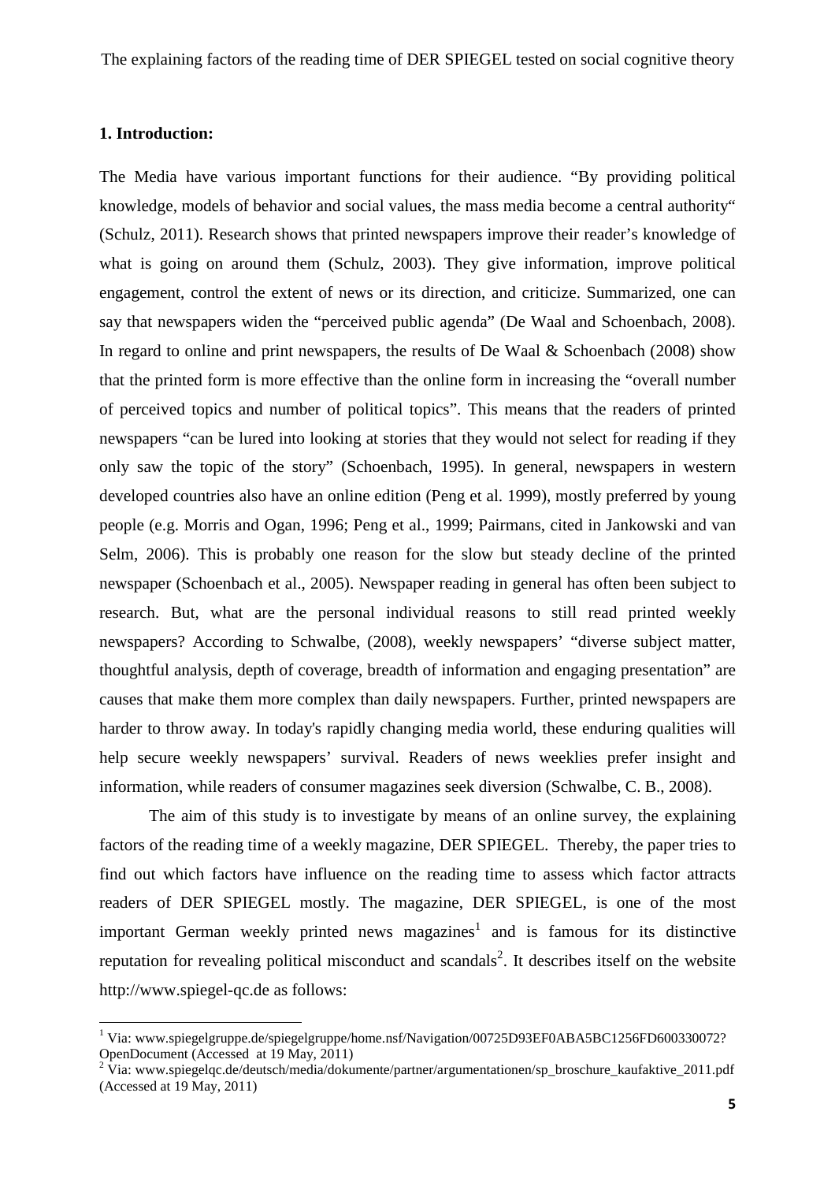## 1. Introduction:

The Media have various important functions for their audience. "By providing political knowledge, models of behavior and social values, the mass media become a central authority" (Schulz, 2011). Research shows that printed newspapers improve their reader's knowledge of what is going on around them (Schulz, 2003). They give information, improve political engagement, control the extent of news or its direction, and criticize. Summarized, one can say that newspapers widen the "perceived public agenda" (De Waal and Schoenbach, 2008). In regard to online and print newspapers, the results of De Waal & Schoenbach (2008) show that the printed form is more effective than the online form in increasing the "overall number of perceived topics and number of political topics". This means that the readers of printed newspapers "can be lured into looking at stories that they would not select for reading if they only saw the topic of the story" (Schoenbach, 1995). In general, newspapers in western developed countries also have an online edition (Peng et al. 1999), mostly preferred by young people (e.g. Morris and Ogan, 1996; Peng et al., 1999; Pairmans, cited in Jankowski and van Selm, 2006). This is probably one reason for the slow but steady decline of the printed newspaper (Schoenbach et al., 2005). Newspaper reading in general has often been subject to research. But, what are the personal individual reasons to still read printed weekly newspapers? According to Schwalbe, (2008), weekly newspapers' "diverse subject matter, thoughtful analysis, depth of coverage, breadth of information and engaging presentation" are causes that make them more complex than daily newspapers. Further, printed newspapers are harder to throw away. In today's rapidly changing media world, these enduring qualities will help secure weekly newspapers' survival. Readers of news weeklies prefer insight and information, while readers of consumer magazines seek diversion (Schwalbe, C. B., 2008).

The aim of this study is to investigate by means of an online survey, the explaining factors of the reading time of a weekly magazine, DER SPIEGEL. Thereby, the paper tries to find out which factors have influence on the reading time to assess which factor attracts readers of DER SPIEGEL mostly. The magazine, DER SPIEGEL, is one of the most important German weekly printed news magazines[1] and is famous for its distinctive reputation for revealing political misconduct and scandals[2]. It describes itself on the website http://www.spiegel-qc.de as follows:

---

[1] Via: www.spiegelgruppe.de/spiegelgruppe/home.nsf/Navigation/00725D93EF0ABA5BC1256FD600330072?OpenDocument (Accessed at 19 May, 2011)

[2] Via: www.spiegelqc.de/deutsch/media/dokumente/partner/argumentationen/sp_broschure_kaufaktive_2011.pdf (Accessed at 19 May, 2011)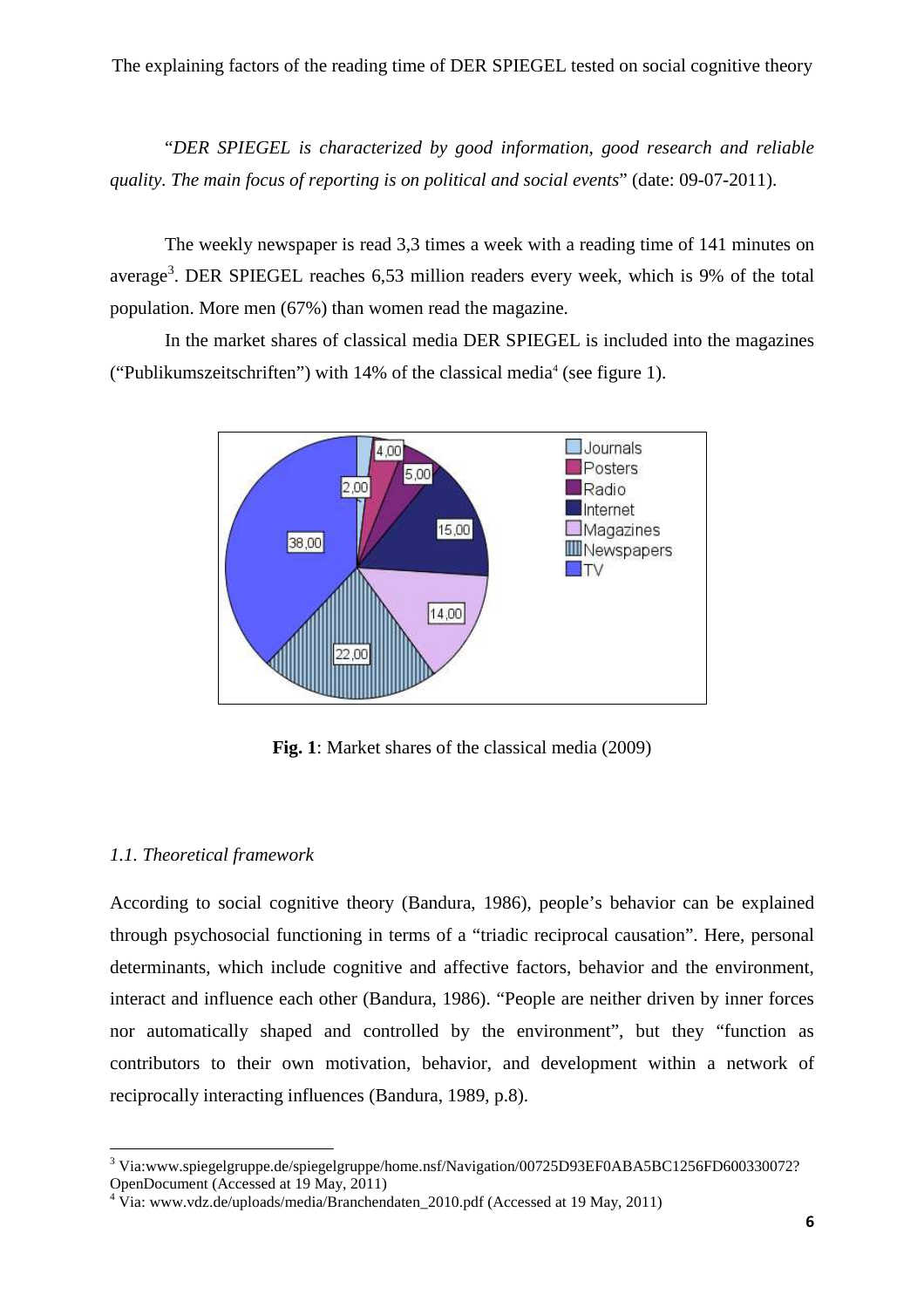"*DER SPIEGEL is characterized by good information, good research and reliable quality. The main focus of reporting is on political and social events*" (date: 09-07-2011).

The weekly newspaper is read 3,3 times a week with a reading time of 141 minutes on average[3]. DER SPIEGEL reaches 6,53 million readers every week, which is 9% of the total population. More men (67%) than women read the magazine.

In the market shares of classical media DER SPIEGEL is included into the magazines ("Publikumszeitschriften") with 14% of the classical media[4] (see figure 1).

**Fig. 1**: Market shares of the classical media (2009)

### *1.1. Theoretical framework*

According to social cognitive theory (Bandura, 1986), people's behavior can be explained through psychosocial functioning in terms of a "triadic reciprocal causation". Here, personal determinants, which include cognitive and affective factors, behavior and the environment, interact and influence each other (Bandura, 1986). "People are neither driven by inner forces nor automatically shaped and controlled by the environment", but they "function as contributors to their own motivation, behavior, and development within a network of reciprocally interacting influences (Bandura, 1989, p.8).

[3] Via:www.spiegelgruppe.de/spiegelgruppe/home.nsf/Navigation/00725D93EF0ABA5BC1256FD600330072?OpenDocument (Accessed at 19 May, 2011)

[4] Via: www.vdz.de/uploads/media/Branchendaten_2010.pdf (Accessed at 19 May, 2011)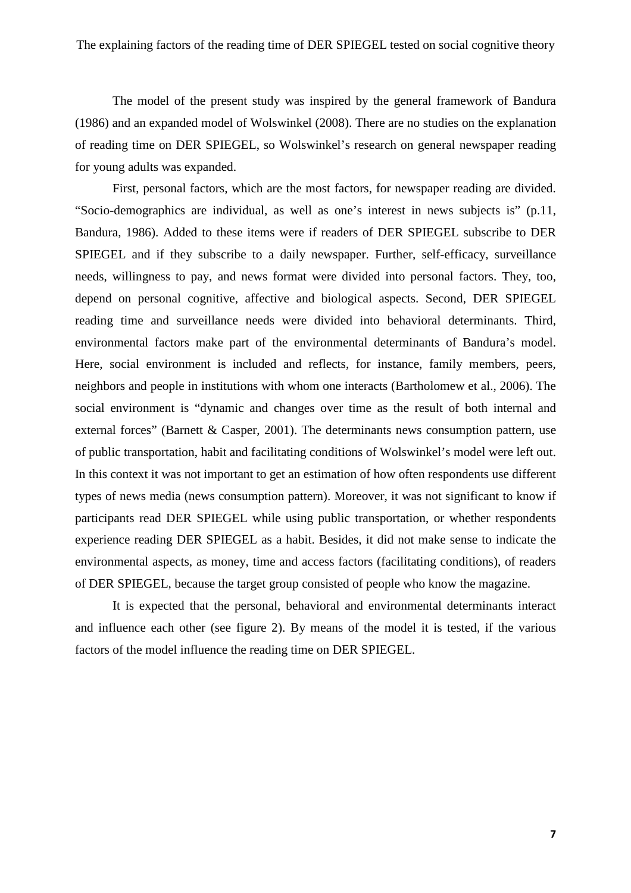The model of the present study was inspired by the general framework of Bandura (1986) and an expanded model of Wolswinkel (2008). There are no studies on the explanation of reading time on DER SPIEGEL, so Wolswinkel's research on general newspaper reading for young adults was expanded.

First, personal factors, which are the most factors, for newspaper reading are divided. "Socio-demographics are individual, as well as one's interest in news subjects is" (p.11, Bandura, 1986). Added to these items were if readers of DER SPIEGEL subscribe to DER SPIEGEL and if they subscribe to a daily newspaper. Further, self-efficacy, surveillance needs, willingness to pay, and news format were divided into personal factors. They, too, depend on personal cognitive, affective and biological aspects. Second, DER SPIEGEL reading time and surveillance needs were divided into behavioral determinants. Third, environmental factors make part of the environmental determinants of Bandura's model. Here, social environment is included and reflects, for instance, family members, peers, neighbors and people in institutions with whom one interacts (Bartholomew et al., 2006). The social environment is "dynamic and changes over time as the result of both internal and external forces" (Barnett & Casper, 2001). The determinants news consumption pattern, use of public transportation, habit and facilitating conditions of Wolswinkel's model were left out. In this context it was not important to get an estimation of how often respondents use different types of news media (news consumption pattern). Moreover, it was not significant to know if participants read DER SPIEGEL while using public transportation, or whether respondents experience reading DER SPIEGEL as a habit. Besides, it did not make sense to indicate the environmental aspects, as money, time and access factors (facilitating conditions), of readers of DER SPIEGEL, because the target group consisted of people who know the magazine.

It is expected that the personal, behavioral and environmental determinants interact and influence each other (see figure 2). By means of the model it is tested, if the various factors of the model influence the reading time on DER SPIEGEL.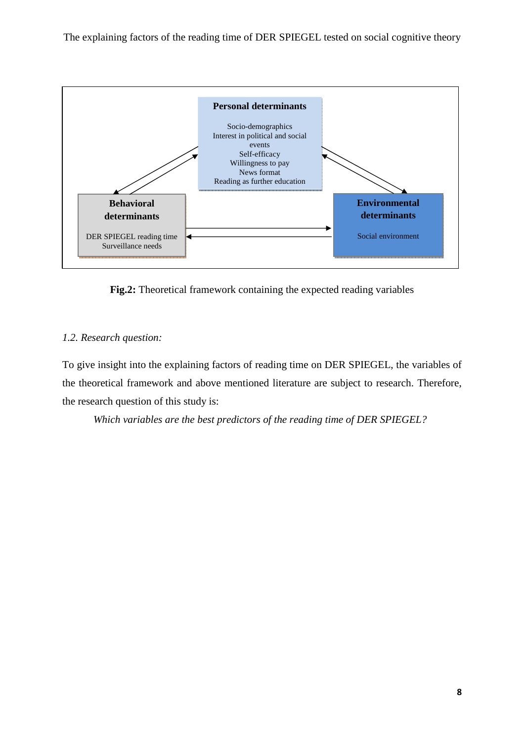**Personal determinants**

Socio-demographics
Interest in political and social events
Self-efficacy
Willingness to pay
News format
Reading as further education

**Behavioral determinants**

DER SPIEGEL reading time
Surveillance needs

**Environmental determinants**

Social environment

**Fig.2:** Theoretical framework containing the expected reading variables

### *1.2. Research question:*

To give insight into the explaining factors of reading time on DER SPIEGEL, the variables of the theoretical framework and above mentioned literature are subject to research. Therefore, the research question of this study is:

*Which variables are the best predictors of the reading time of DER SPIEGEL?*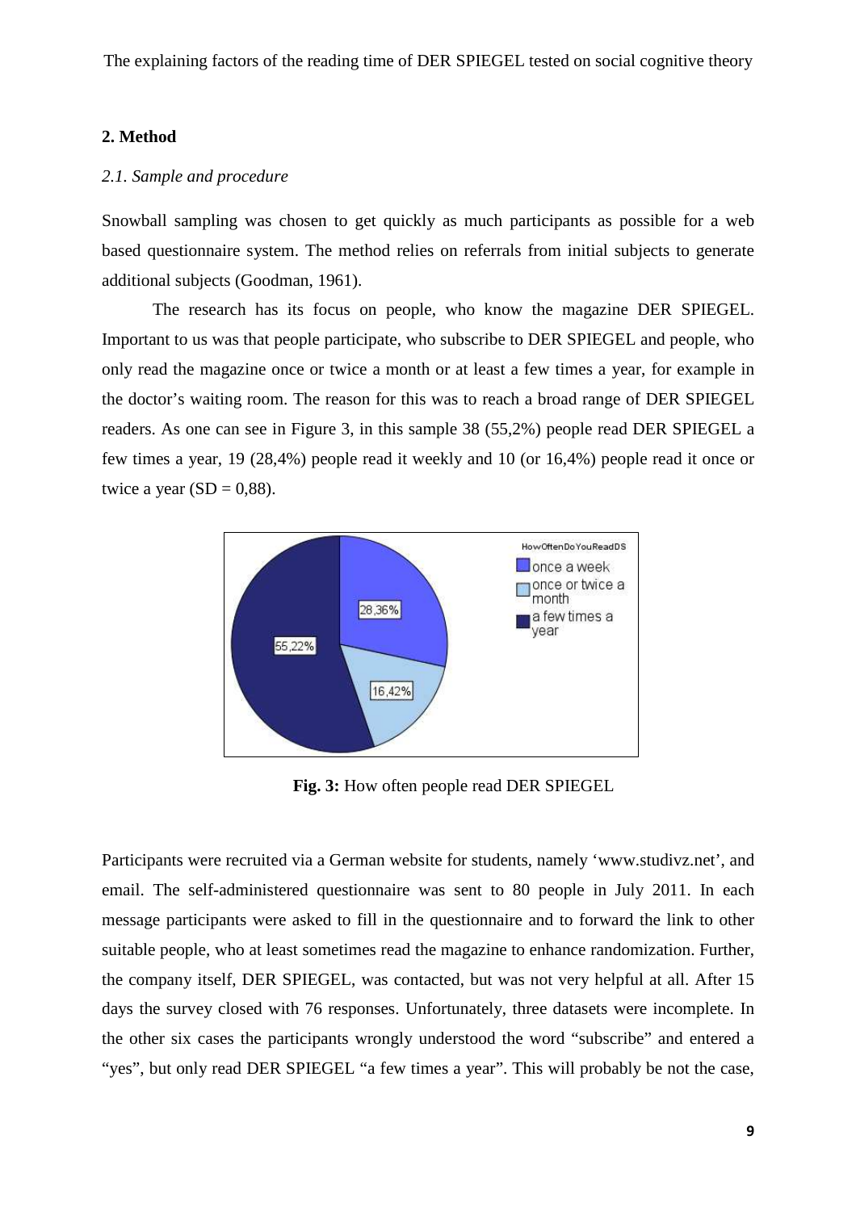## 2. Method

### *2.1. Sample and procedure*

Snowball sampling was chosen to get quickly as much participants as possible for a web based questionnaire system. The method relies on referrals from initial subjects to generate additional subjects (Goodman, 1961).

The research has its focus on people, who know the magazine DER SPIEGEL. Important to us was that people participate, who subscribe to DER SPIEGEL and people, who only read the magazine once or twice a month or at least a few times a year, for example in the doctor's waiting room. The reason for this was to reach a broad range of DER SPIEGEL readers. As one can see in Figure 3, in this sample 38 (55,2%) people read DER SPIEGEL a few times a year, 19 (28,4%) people read it weekly and 10 (or 16,4%) people read it once or twice a year (SD = 0,88).

**Fig. 3:** How often people read DER SPIEGEL

Participants were recruited via a German website for students, namely 'www.studivz.net', and email. The self-administered questionnaire was sent to 80 people in July 2011. In each message participants were asked to fill in the questionnaire and to forward the link to other suitable people, who at least sometimes read the magazine to enhance randomization. Further, the company itself, DER SPIEGEL, was contacted, but was not very helpful at all. After 15 days the survey closed with 76 responses. Unfortunately, three datasets were incomplete. In the other six cases the participants wrongly understood the word "subscribe" and entered a "yes", but only read DER SPIEGEL "a few times a year". This will probably be not the case,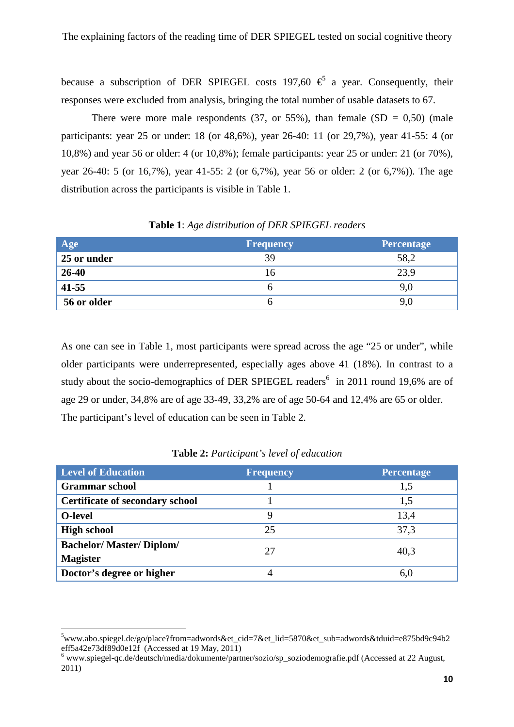because a subscription of DER SPIEGEL costs 197,60 €[5] a year. Consequently, their responses were excluded from analysis, bringing the total number of usable datasets to 67.

There were more male respondents (37, or 55%), than female (SD = 0,50) (male participants: year 25 or under: 18 (or 48,6%), year 26-40: 11 (or 29,7%), year 41-55: 4 (or 10,8%) and year 56 or older: 4 (or 10,8%); female participants: year 25 or under: 21 (or 70%), year 26-40: 5 (or 16,7%), year 41-55: 2 (or 6,7%), year 56 or older: 2 (or 6,7%)). The age distribution across the participants is visible in Table 1.

**Table 1**: *Age distribution of DER SPIEGEL readers*

| Age | Frequency | Percentage |
|---|---|---|
| **25 or under** | 39 | 58,2 |
| **26-40** | 16 | 23,9 |
| **41-55** | 6 | 9,0 |
| **56 or older** | 6 | 9,0 |

As one can see in Table 1, most participants were spread across the age "25 or under", while older participants were underrepresented, especially ages above 41 (18%). In contrast to a study about the socio-demographics of DER SPIEGEL readers[6] in 2011 round 19,6% are of age 29 or under, 34,8% are of age 33-49, 33,2% are of age 50-64 and 12,4% are 65 or older. The participant's level of education can be seen in Table 2.

**Table 2:** *Participant's level of education*

| Level of Education | Frequency | Percentage |
|---|---|---|
| **Grammar school** | 1 | 1,5 |
| **Certificate of secondary school** | 1 | 1,5 |
| **O-level** | 9 | 13,4 |
| **High school** | 25 | 37,3 |
| **Bachelor/ Master/ Diplom/ Magister** | 27 | 40,3 |
| **Doctor's degree or higher** | 4 | 6,0 |

---

[5] www.abo.spiegel.de/go/place?from=adwords&et_cid=7&et_lid=5870&et_sub=adwords&tduid=e875bd9c94b2eff5a42e73df89d0e12f (Accessed at 19 May, 2011)

[6] www.spiegel-qc.de/deutsch/media/dokumente/partner/sozio/sp_soziodemografie.pdf (Accessed at 22 August, 2011)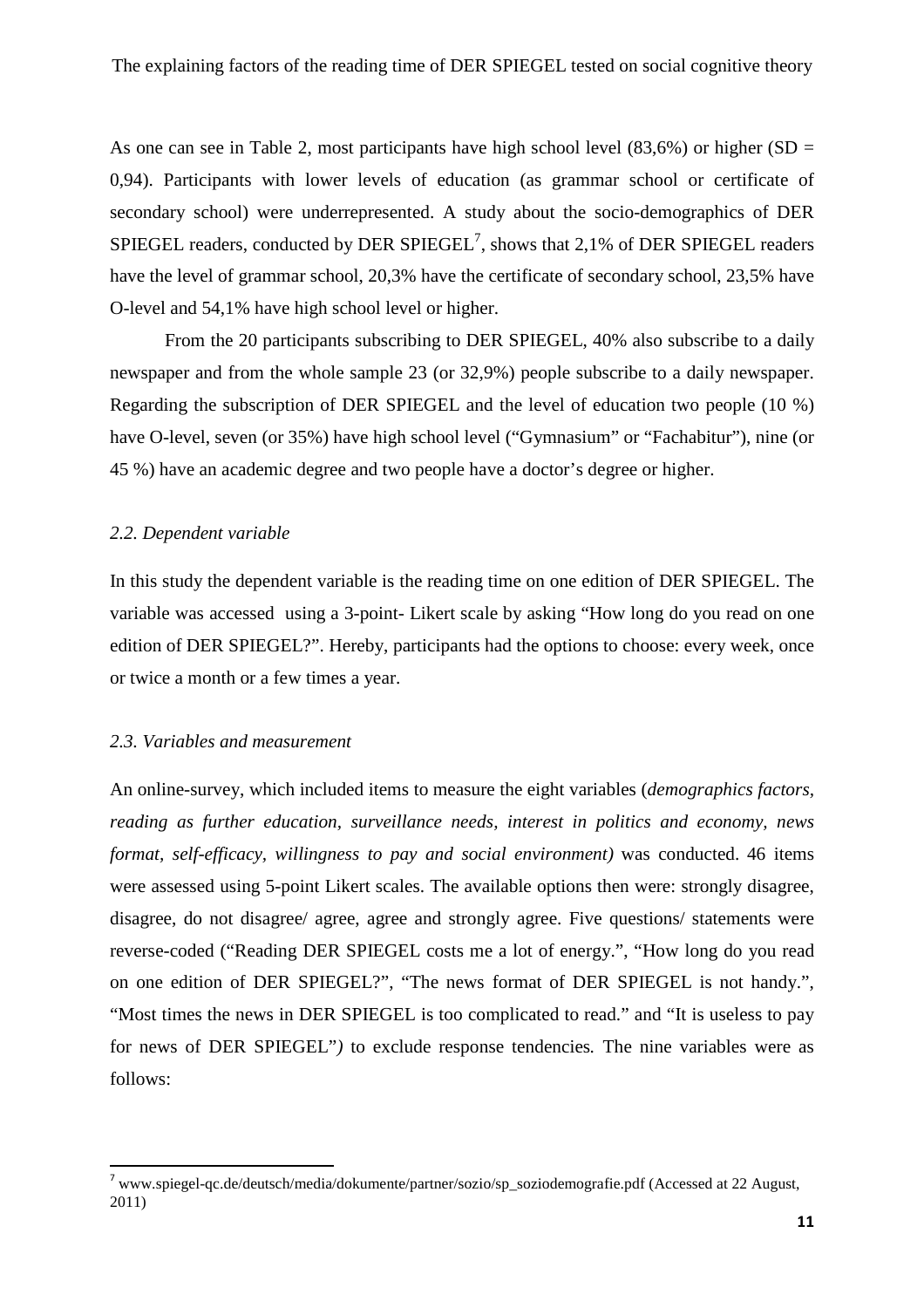As one can see in Table 2, most participants have high school level (83,6%) or higher (SD = 0,94). Participants with lower levels of education (as grammar school or certificate of secondary school) were underrepresented. A study about the socio-demographics of DER SPIEGEL readers, conducted by DER SPIEGEL[7], shows that 2,1% of DER SPIEGEL readers have the level of grammar school, 20,3% have the certificate of secondary school, 23,5% have O-level and 54,1% have high school level or higher.

From the 20 participants subscribing to DER SPIEGEL, 40% also subscribe to a daily newspaper and from the whole sample 23 (or 32,9%) people subscribe to a daily newspaper. Regarding the subscription of DER SPIEGEL and the level of education two people (10 %) have O-level, seven (or 35%) have high school level ("Gymnasium" or "Fachabitur"), nine (or 45 %) have an academic degree and two people have a doctor's degree or higher.

### *2.2. Dependent variable*

In this study the dependent variable is the reading time on one edition of DER SPIEGEL. The variable was accessed using a 3-point- Likert scale by asking "How long do you read on one edition of DER SPIEGEL?". Hereby, participants had the options to choose: every week, once or twice a month or a few times a year.

### *2.3. Variables and measurement*

An online-survey, which included items to measure the eight variables (*demographics factors, reading as further education, surveillance needs, interest in politics and economy, news format, self-efficacy, willingness to pay and social environment)* was conducted. 46 items were assessed using 5-point Likert scales. The available options then were: strongly disagree, disagree, do not disagree/ agree, agree and strongly agree. Five questions/ statements were reverse-coded ("Reading DER SPIEGEL costs me a lot of energy.", "How long do you read on one edition of DER SPIEGEL?", "The news format of DER SPIEGEL is not handy.", "Most times the news in DER SPIEGEL is too complicated to read." and "It is useless to pay for news of DER SPIEGEL"*)* to exclude response tendencies*.* The nine variables were as follows:

---

[7] www.spiegel-qc.de/deutsch/media/dokumente/partner/sozio/sp_soziodemografie.pdf (Accessed at 22 August, 2011)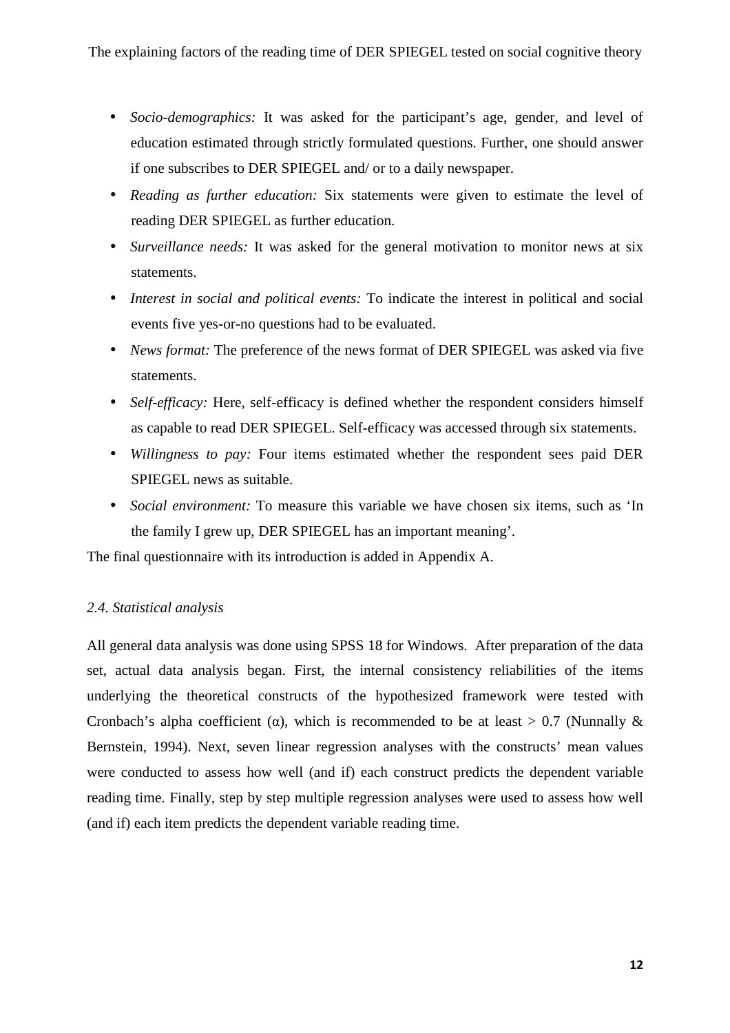- *Socio-demographics:* It was asked for the participant's age, gender, and level of education estimated through strictly formulated questions. Further, one should answer if one subscribes to DER SPIEGEL and/ or to a daily newspaper.
- *Reading as further education:* Six statements were given to estimate the level of reading DER SPIEGEL as further education.
- *Surveillance needs:* It was asked for the general motivation to monitor news at six statements.
- *Interest in social and political events:* To indicate the interest in political and social events five yes-or-no questions had to be evaluated.
- *News format:* The preference of the news format of DER SPIEGEL was asked via five statements.
- *Self-efficacy:* Here, self-efficacy is defined whether the respondent considers himself as capable to read DER SPIEGEL. Self-efficacy was accessed through six statements.
- *Willingness to pay:* Four items estimated whether the respondent sees paid DER SPIEGEL news as suitable.
- *Social environment:* To measure this variable we have chosen six items, such as 'In the family I grew up, DER SPIEGEL has an important meaning'.

The final questionnaire with its introduction is added in Appendix A.

### *2.4. Statistical analysis*

All general data analysis was done using SPSS 18 for Windows. After preparation of the data set, actual data analysis began. First, the internal consistency reliabilities of the items underlying the theoretical constructs of the hypothesized framework were tested with Cronbach's alpha coefficient ($\alpha$), which is recommended to be at least $> 0.7$ (Nunnally & Bernstein, 1994). Next, seven linear regression analyses with the constructs' mean values were conducted to assess how well (and if) each construct predicts the dependent variable reading time. Finally, step by step multiple regression analyses were used to assess how well (and if) each item predicts the dependent variable reading time.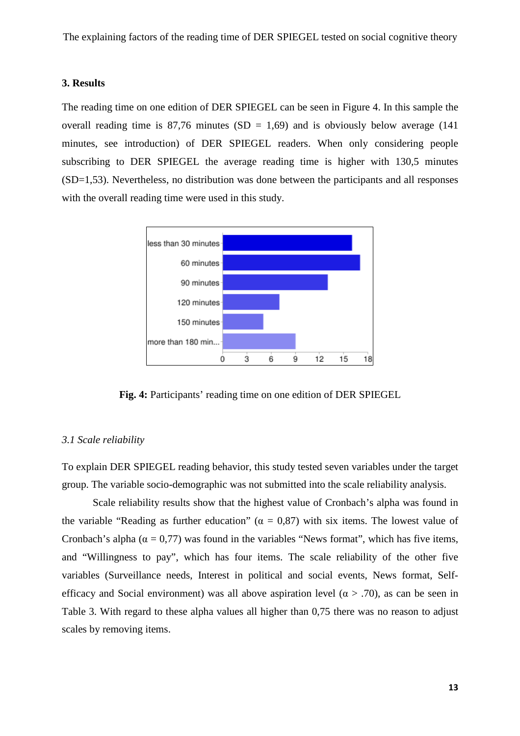## 3. Results

The reading time on one edition of DER SPIEGEL can be seen in Figure 4. In this sample the overall reading time is 87,76 minutes (SD = 1,69) and is obviously below average (141 minutes, see introduction) of DER SPIEGEL readers. When only considering people subscribing to DER SPIEGEL the average reading time is higher with 130,5 minutes (SD=1,53). Nevertheless, no distribution was done between the participants and all responses with the overall reading time were used in this study.

**Fig. 4:** Participants' reading time on one edition of DER SPIEGEL

### *3.1 Scale reliability*

To explain DER SPIEGEL reading behavior, this study tested seven variables under the target group. The variable socio-demographic was not submitted into the scale reliability analysis.

Scale reliability results show that the highest value of Cronbach's alpha was found in the variable "Reading as further education" (α = 0,87) with six items. The lowest value of Cronbach's alpha (α = 0,77) was found in the variables "News format", which has five items, and "Willingness to pay", which has four items. The scale reliability of the other five variables (Surveillance needs, Interest in political and social events, News format, Self-efficacy and Social environment) was all above aspiration level (α > .70), as can be seen in Table 3. With regard to these alpha values all higher than 0,75 there was no reason to adjust scales by removing items.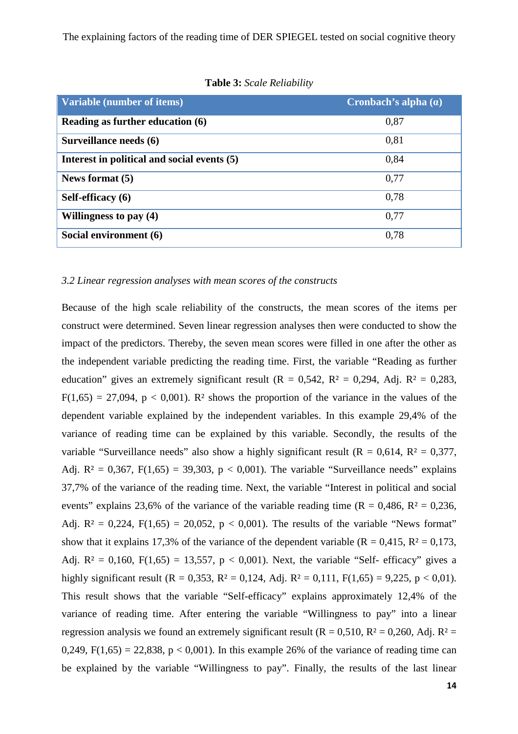**Table 3:** *Scale Reliability*

| Variable (number of items) | Cronbach's alpha (α) |
|---|---|
| **Reading as further education (6)** | 0,87 |
| **Surveillance needs (6)** | 0,81 |
| **Interest in political and social events (5)** | 0,84 |
| **News format (5)** | 0,77 |
| **Self-efficacy (6)** | 0,78 |
| **Willingness to pay (4)** | 0,77 |
| **Social environment (6)** | 0,78 |

### *3.2 Linear regression analyses with mean scores of the constructs*

Because of the high scale reliability of the constructs, the mean scores of the items per construct were determined. Seven linear regression analyses then were conducted to show the impact of the predictors. Thereby, the seven mean scores were filled in one after the other as the independent variable predicting the reading time. First, the variable "Reading as further education" gives an extremely significant result ($R = 0{,}542$, $R^2 = 0{,}294$, Adj. $R^2 = 0{,}283$, $F(1{,}65) = 27{,}094$, $p < 0{,}001$). $R^2$ shows the proportion of the variance in the values of the dependent variable explained by the independent variables. In this example 29,4% of the variance of reading time can be explained by this variable. Secondly, the results of the variable "Surveillance needs" also show a highly significant result ($R = 0{,}614$, $R^2 = 0{,}377$, Adj. $R^2 = 0{,}367$, $F(1{,}65) = 39{,}303$, $p < 0{,}001$). The variable "Surveillance needs" explains 37,7% of the variance of the reading time. Next, the variable "Interest in political and social events" explains 23,6% of the variance of the variable reading time ($R = 0{,}486$, $R^2 = 0{,}236$, Adj. $R^2 = 0{,}224$, $F(1{,}65) = 20{,}052$, $p < 0{,}001$). The results of the variable "News format" show that it explains 17,3% of the variance of the dependent variable ($R = 0{,}415$, $R^2 = 0{,}173$, Adj. $R^2 = 0{,}160$, $F(1{,}65) = 13{,}557$, $p < 0{,}001$). Next, the variable "Self- efficacy" gives a highly significant result ($R = 0{,}353$, $R^2 = 0{,}124$, Adj. $R^2 = 0{,}111$, $F(1{,}65) = 9{,}225$, $p < 0{,}01$). This result shows that the variable "Self-efficacy" explains approximately 12,4% of the variance of reading time. After entering the variable "Willingness to pay" into a linear regression analysis we found an extremely significant result ($R = 0{,}510$, $R^2 = 0{,}260$, Adj. $R^2 = 0{,}249$, $F(1{,}65) = 22{,}838$, $p < 0{,}001$). In this example 26% of the variance of reading time can be explained by the variable "Willingness to pay". Finally, the results of the last linear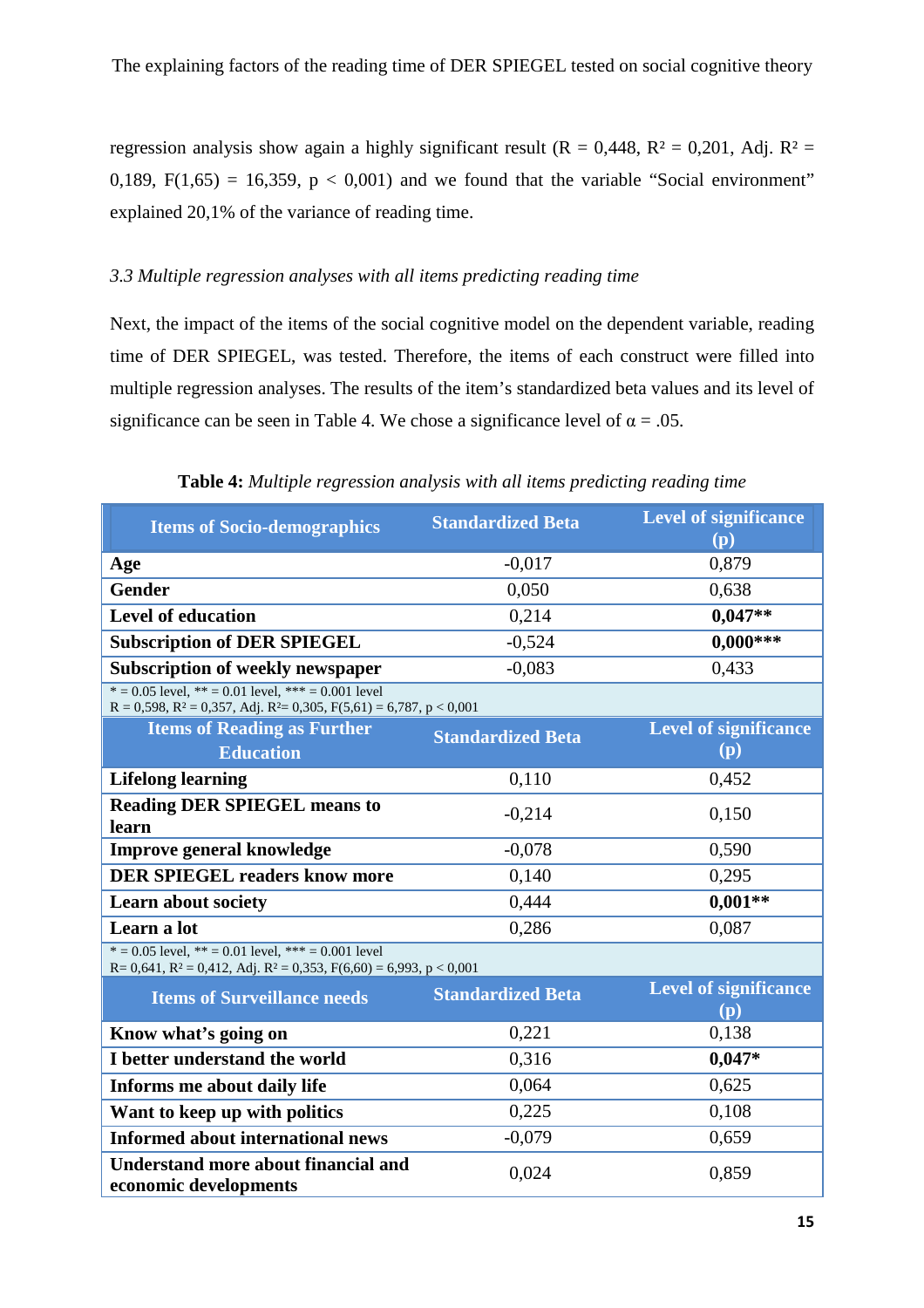regression analysis show again a highly significant result ($R = 0{,}448$, $R^2 = 0{,}201$, Adj. $R^2 = 0{,}189$, $F(1{,}65) = 16{,}359$, $p < 0{,}001$) and we found that the variable "Social environment" explained 20,1% of the variance of reading time.

### *3.3 Multiple regression analyses with all items predicting reading time*

Next, the impact of the items of the social cognitive model on the dependent variable, reading time of DER SPIEGEL, was tested. Therefore, the items of each construct were filled into multiple regression analyses. The results of the item's standardized beta values and its level of significance can be seen in Table 4. We chose a significance level of $\alpha = .05$.

**Table 4:** *Multiple regression analysis with all items predicting reading time*

| **Items of Socio-demographics** | **Standardized Beta** | **Level of significance (p)** |
|---|---|---|
| **Age** | -0,017 | 0,879 |
| **Gender** | 0,050 | 0,638 |
| **Level of education** | 0,214 | **0,047\*\*** |
| **Subscription of DER SPIEGEL** | -0,524 | **0,000\*\*\*** |
| **Subscription of weekly newspaper** | -0,083 | 0,433 |
| * = 0.05 level, ** = 0.01 level, *** = 0.001 level<br>$R = 0{,}598$, $R^2 = 0{,}357$, Adj. $R^2 = 0{,}305$, $F(5{,}61) = 6{,}787$, $p < 0{,}001$ | | |
| **Items of Reading as Further Education** | **Standardized Beta** | **Level of significance (p)** |
| **Lifelong learning** | 0,110 | 0,452 |
| **Reading DER SPIEGEL means to learn** | -0,214 | 0,150 |
| **Improve general knowledge** | -0,078 | 0,590 |
| **DER SPIEGEL readers know more** | 0,140 | 0,295 |
| **Learn about society** | 0,444 | **0,001\*\*** |
| **Learn a lot** | 0,286 | 0,087 |
| * = 0.05 level, ** = 0.01 level, *** = 0.001 level<br>$R = 0{,}641$, $R^2 = 0{,}412$, Adj. $R^2 = 0{,}353$, $F(6{,}60) = 6{,}993$, $p < 0{,}001$ | | |
| **Items of Surveillance needs** | **Standardized Beta** | **Level of significance (p)** |
| **Know what's going on** | 0,221 | 0,138 |
| **I better understand the world** | 0,316 | **0,047\*** |
| **Informs me about daily life** | 0,064 | 0,625 |
| **Want to keep up with politics** | 0,225 | 0,108 |
| **Informed about international news** | -0,079 | 0,659 |
| **Understand more about financial and economic developments** | 0,024 | 0,859 |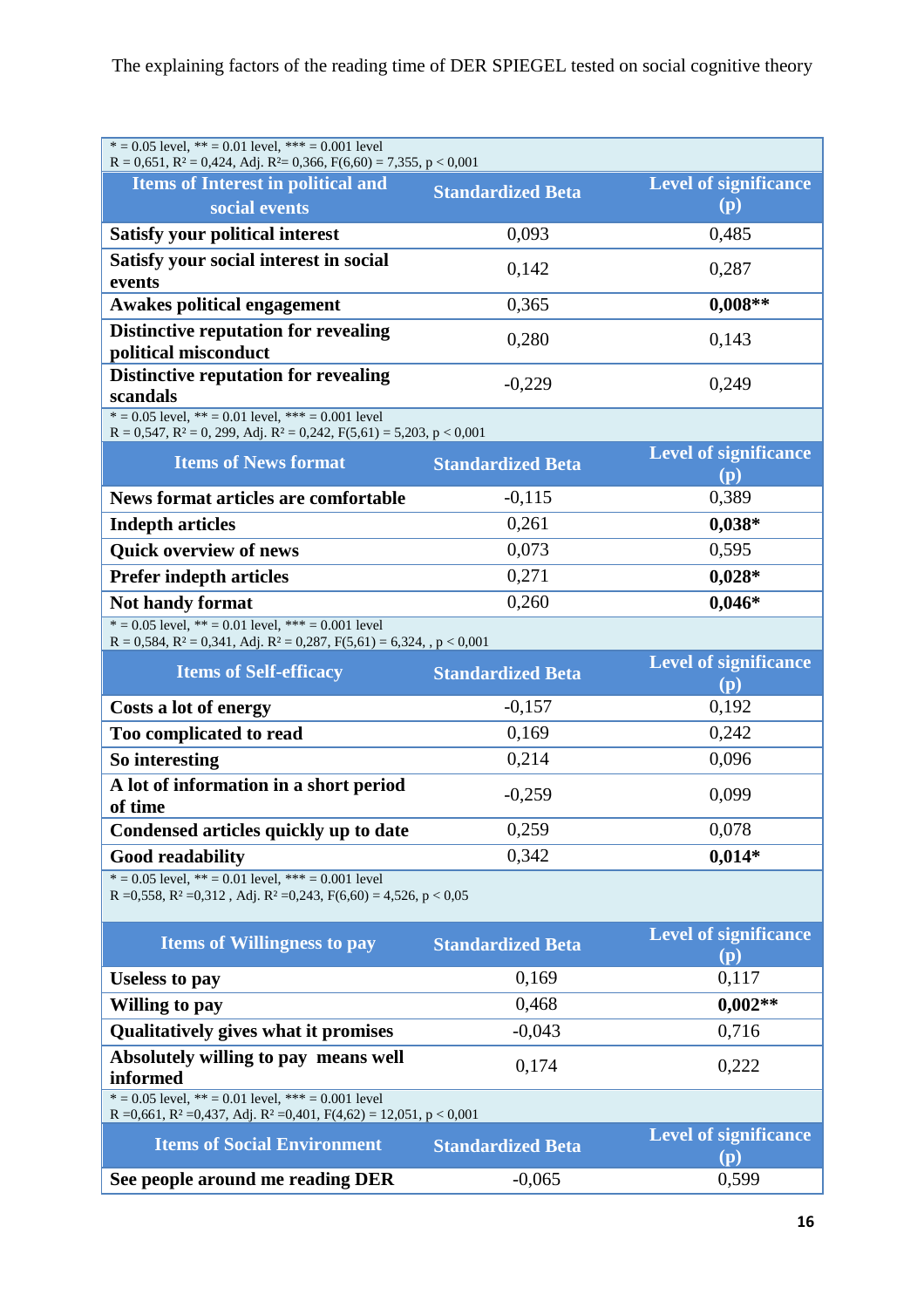\* = 0.05 level, \*\* = 0.01 level, \*\*\* = 0.001 level
R = 0,651, $R^2$ = 0,424, Adj. $R^2$= 0,366, F(6,60) = 7,355, p < 0,001

| Items of Interest in political and social events | Standardized Beta | Level of significance (p) |
|---|---|---|
| **Satisfy your political interest** | 0,093 | 0,485 |
| **Satisfy your social interest in social events** | 0,142 | 0,287 |
| **Awakes political engagement** | 0,365 | **0,008\*\*** |
| **Distinctive reputation for revealing political misconduct** | 0,280 | 0,143 |
| **Distinctive reputation for revealing scandals** | -0,229 | 0,249 |

\* = 0.05 level, \*\* = 0.01 level, \*\*\* = 0.001 level
R = 0,547, $R^2$ = 0, 299, Adj. $R^2$ = 0,242, F(5,61) = 5,203, p < 0,001

| Items of News format | Standardized Beta | Level of significance (p) |
|---|---|---|
| **News format articles are comfortable** | -0,115 | 0,389 |
| **Indepth articles** | 0,261 | **0,038\*** |
| **Quick overview of news** | 0,073 | 0,595 |
| **Prefer indepth articles** | 0,271 | **0,028\*** |
| **Not handy format** | 0,260 | **0,046\*** |

\* = 0.05 level, \*\* = 0.01 level, \*\*\* = 0.001 level
R = 0,584, $R^2$ = 0,341, Adj. $R^2$ = 0,287, F(5,61) = 6,324, , p < 0,001

| Items of Self-efficacy | Standardized Beta | Level of significance (p) |
|---|---|---|
| **Costs a lot of energy** | -0,157 | 0,192 |
| **Too complicated to read** | 0,169 | 0,242 |
| **So interesting** | 0,214 | 0,096 |
| **A lot of information in a short period of time** | -0,259 | 0,099 |
| **Condensed articles quickly up to date** | 0,259 | 0,078 |
| **Good readability** | 0,342 | **0,014\*** |

\* = 0.05 level, \*\* = 0.01 level, \*\*\* = 0.001 level
R =0,558, $R^2$ =0,312 , Adj. $R^2$ =0,243, F(6,60) = 4,526, p < 0,05

| Items of Willingness to pay | Standardized Beta | Level of significance (p) |
|---|---|---|
| **Useless to pay** | 0,169 | 0,117 |
| **Willing to pay** | 0,468 | **0,002\*\*** |
| **Qualitatively gives what it promises** | -0,043 | 0,716 |
| **Absolutely willing to pay means well informed** | 0,174 | 0,222 |

\* = 0.05 level, \*\* = 0.01 level, \*\*\* = 0.001 level
R =0,661, $R^2$ =0,437, Adj. $R^2$ =0,401, F(4,62) = 12,051, p < 0,001

| Items of Social Environment | Standardized Beta | Level of significance (p) |
|---|---|---|
| **See people around me reading DER** | -0,065 | 0,599 |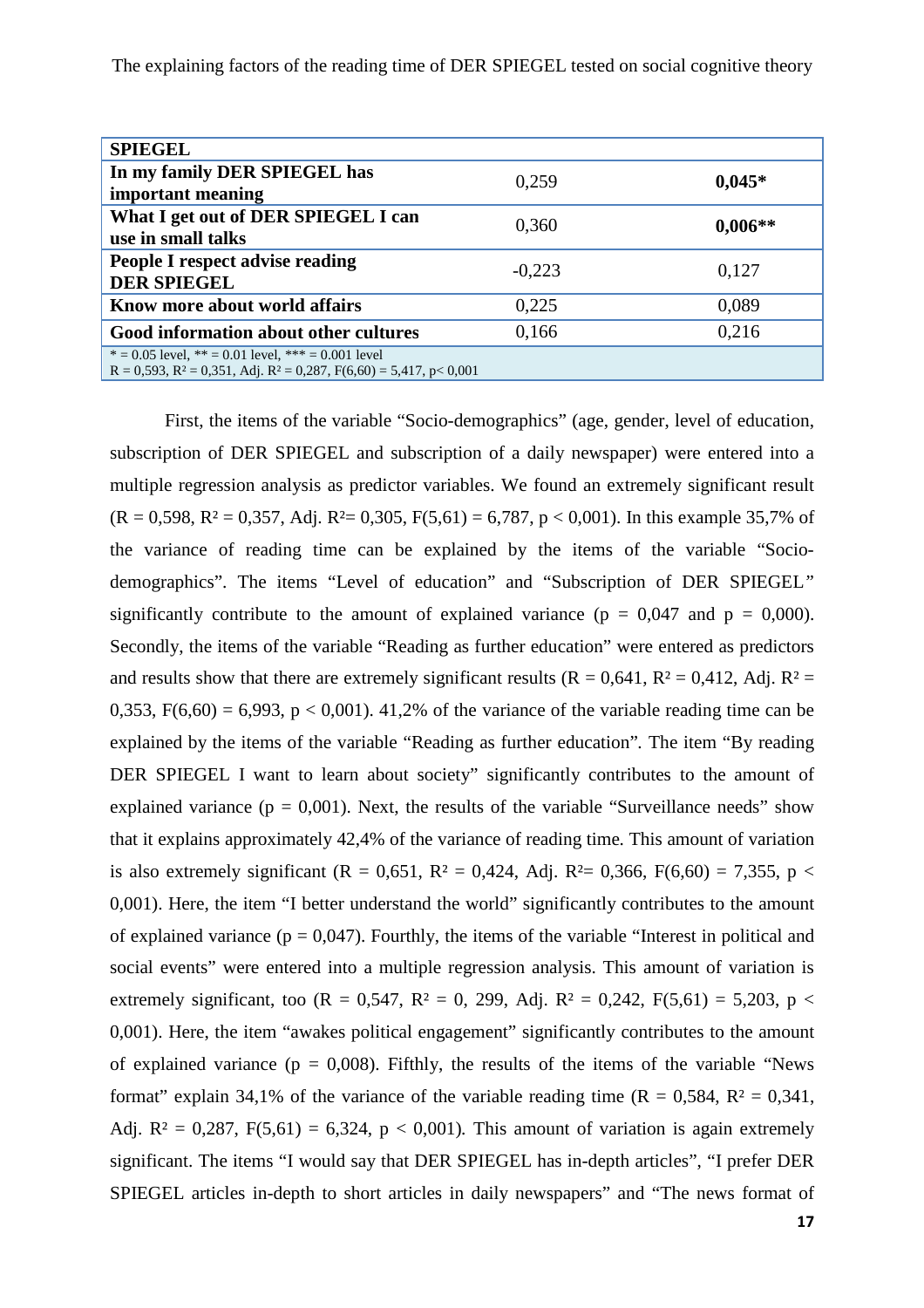| **SPIEGEL** | | |
|---|---|---|
| **In my family DER SPIEGEL has important meaning** | 0,259 | **0,045*** |
| **What I get out of DER SPIEGEL I can use in small talks** | 0,360 | **0,006**** |
| **People I respect advise reading DER SPIEGEL** | -0,223 | 0,127 |
| **Know more about world affairs** | 0,225 | 0,089 |
| **Good information about other cultures** | 0,166 | 0,216 |
| * = 0.05 level, ** = 0.01 level, *** = 0.001 level<br>R = 0,593, $R^2$ = 0,351, Adj. $R^2$ = 0,287, F(6,60) = 5,417, p< 0,001 | | |

First, the items of the variable "Socio-demographics" (age, gender, level of education, subscription of DER SPIEGEL and subscription of a daily newspaper) were entered into a multiple regression analysis as predictor variables. We found an extremely significant result (R = 0,598, $R^2$ = 0,357, Adj. $R^2$= 0,305, F(5,61) = 6,787, p < 0,001). In this example 35,7% of the variance of reading time can be explained by the items of the variable "Socio-demographics". The items "Level of education" and "Subscription of DER SPIEGEL" significantly contribute to the amount of explained variance (p = 0,047 and p = 0,000). Secondly, the items of the variable "Reading as further education" were entered as predictors and results show that there are extremely significant results (R = 0,641, $R^2$ = 0,412, Adj. $R^2$ = 0,353, F(6,60) = 6,993, p < 0,001). 41,2% of the variance of the variable reading time can be explained by the items of the variable "Reading as further education". The item "By reading DER SPIEGEL I want to learn about society" significantly contributes to the amount of explained variance (p = 0,001). Next, the results of the variable "Surveillance needs" show that it explains approximately 42,4% of the variance of reading time. This amount of variation is also extremely significant (R = 0,651, $R^2$ = 0,424, Adj. $R^2$= 0,366, F(6,60) = 7,355, p < 0,001). Here, the item "I better understand the world" significantly contributes to the amount of explained variance (p = 0,047). Fourthly, the items of the variable "Interest in political and social events" were entered into a multiple regression analysis. This amount of variation is extremely significant, too (R = 0,547, $R^2$ = 0, 299, Adj. $R^2$ = 0,242, F(5,61) = 5,203, p < 0,001). Here, the item "awakes political engagement" significantly contributes to the amount of explained variance (p = 0,008). Fifthly, the results of the items of the variable "News format" explain 34,1% of the variance of the variable reading time (R = 0,584, $R^2$ = 0,341, Adj. $R^2$ = 0,287, F(5,61) = 6,324, p < 0,001). This amount of variation is again extremely significant. The items "I would say that DER SPIEGEL has in-depth articles", "I prefer DER SPIEGEL articles in-depth to short articles in daily newspapers" and "The news format of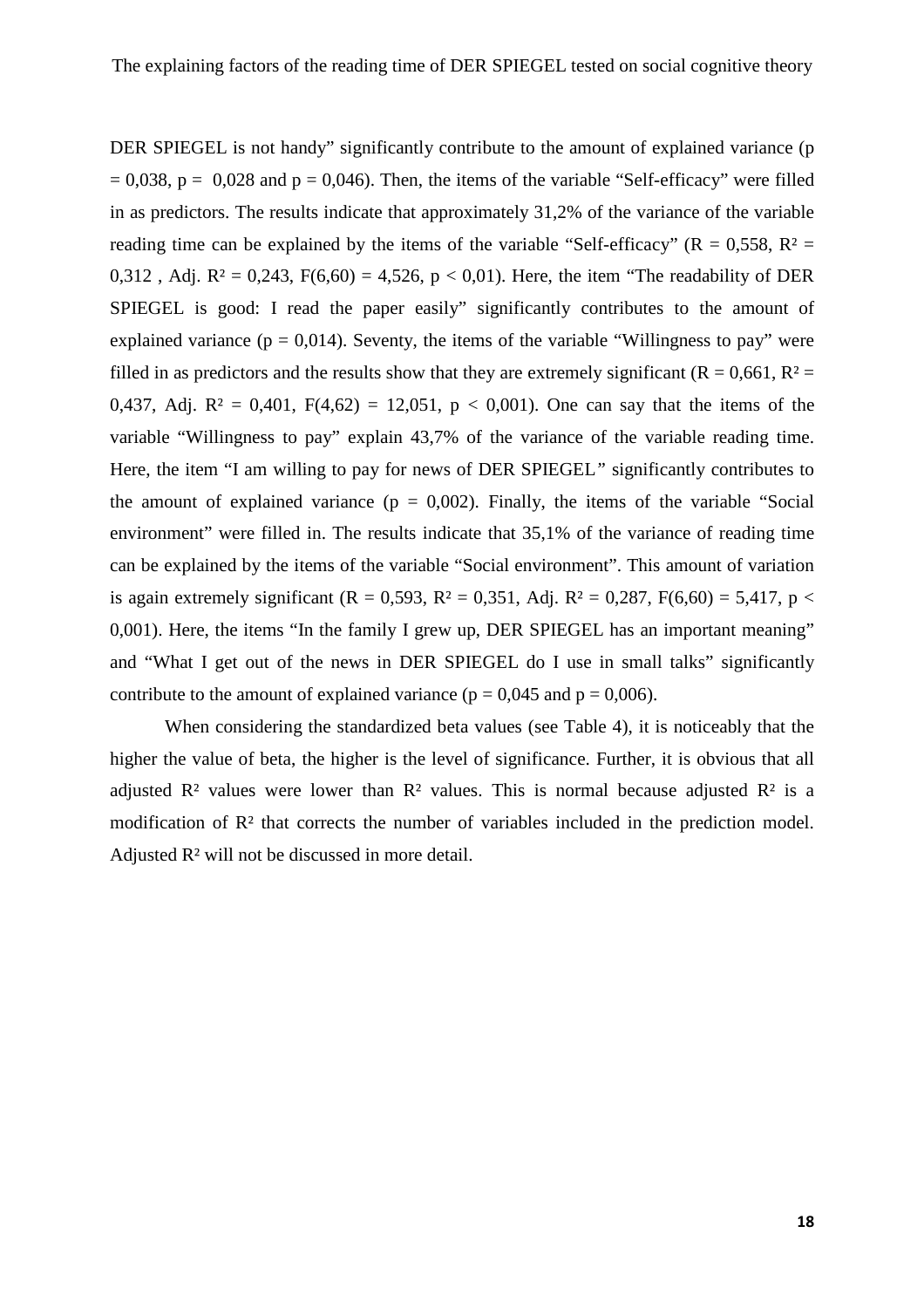DER SPIEGEL is not handy" significantly contribute to the amount of explained variance ($p = 0{,}038$, $p = 0{,}028$ and $p = 0{,}046$). Then, the items of the variable "Self-efficacy" were filled in as predictors. The results indicate that approximately 31,2% of the variance of the variable reading time can be explained by the items of the variable "Self-efficacy" ($R = 0{,}558$, $R^2 = 0{,}312$ , Adj. $R^2 = 0{,}243$, $F(6,60) = 4{,}526$, $p < 0{,}01$). Here, the item "The readability of DER SPIEGEL is good: I read the paper easily" significantly contributes to the amount of explained variance ($p = 0{,}014$). Seventy, the items of the variable "Willingness to pay" were filled in as predictors and the results show that they are extremely significant ($R = 0{,}661$, $R^2 = 0{,}437$, Adj. $R^2 = 0{,}401$, $F(4,62) = 12{,}051$, $p < 0{,}001$). One can say that the items of the variable "Willingness to pay" explain 43,7% of the variance of the variable reading time. Here, the item "I am willing to pay for news of DER SPIEGEL" significantly contributes to the amount of explained variance ($p = 0{,}002$). Finally, the items of the variable "Social environment" were filled in. The results indicate that 35,1% of the variance of reading time can be explained by the items of the variable "Social environment". This amount of variation is again extremely significant ($R = 0{,}593$, $R^2 = 0{,}351$, Adj. $R^2 = 0{,}287$, $F(6,60) = 5{,}417$, $p < 0{,}001$). Here, the items "In the family I grew up, DER SPIEGEL has an important meaning" and "What I get out of the news in DER SPIEGEL do I use in small talks" significantly contribute to the amount of explained variance ($p = 0{,}045$ and $p = 0{,}006$).

When considering the standardized beta values (see Table 4), it is noticeably that the higher the value of beta, the higher is the level of significance. Further, it is obvious that all adjusted $R^2$ values were lower than $R^2$ values. This is normal because adjusted $R^2$ is a modification of $R^2$ that corrects the number of variables included in the prediction model. Adjusted $R^2$ will not be discussed in more detail.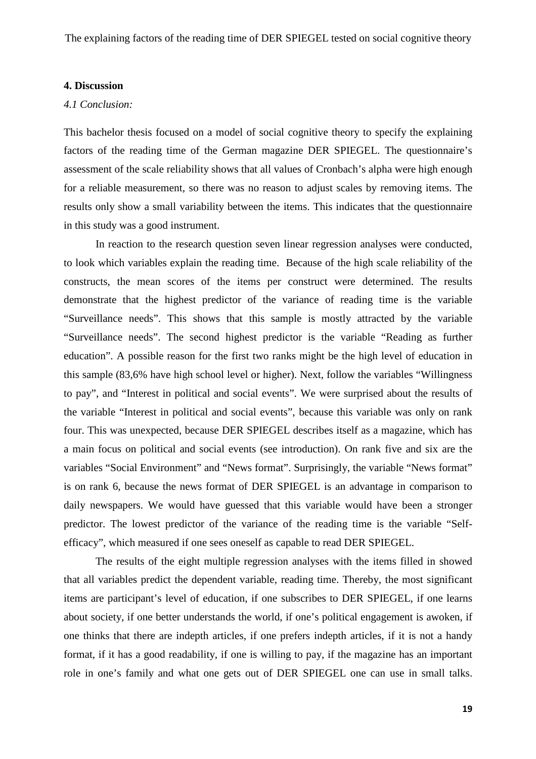## 4. Discussion

*4.1 Conclusion:*

This bachelor thesis focused on a model of social cognitive theory to specify the explaining factors of the reading time of the German magazine DER SPIEGEL. The questionnaire's assessment of the scale reliability shows that all values of Cronbach's alpha were high enough for a reliable measurement, so there was no reason to adjust scales by removing items. The results only show a small variability between the items. This indicates that the questionnaire in this study was a good instrument.

In reaction to the research question seven linear regression analyses were conducted, to look which variables explain the reading time. Because of the high scale reliability of the constructs, the mean scores of the items per construct were determined. The results demonstrate that the highest predictor of the variance of reading time is the variable "Surveillance needs". This shows that this sample is mostly attracted by the variable "Surveillance needs". The second highest predictor is the variable "Reading as further education". A possible reason for the first two ranks might be the high level of education in this sample (83,6% have high school level or higher). Next, follow the variables "Willingness to pay", and "Interest in political and social events". We were surprised about the results of the variable "Interest in political and social events", because this variable was only on rank four. This was unexpected, because DER SPIEGEL describes itself as a magazine, which has a main focus on political and social events (see introduction). On rank five and six are the variables "Social Environment" and "News format". Surprisingly, the variable "News format" is on rank 6, because the news format of DER SPIEGEL is an advantage in comparison to daily newspapers. We would have guessed that this variable would have been a stronger predictor. The lowest predictor of the variance of the reading time is the variable "Self-efficacy", which measured if one sees oneself as capable to read DER SPIEGEL.

The results of the eight multiple regression analyses with the items filled in showed that all variables predict the dependent variable, reading time. Thereby, the most significant items are participant's level of education, if one subscribes to DER SPIEGEL, if one learns about society, if one better understands the world, if one's political engagement is awoken, if one thinks that there are indepth articles, if one prefers indepth articles, if it is not a handy format, if it has a good readability, if one is willing to pay, if the magazine has an important role in one's family and what one gets out of DER SPIEGEL one can use in small talks.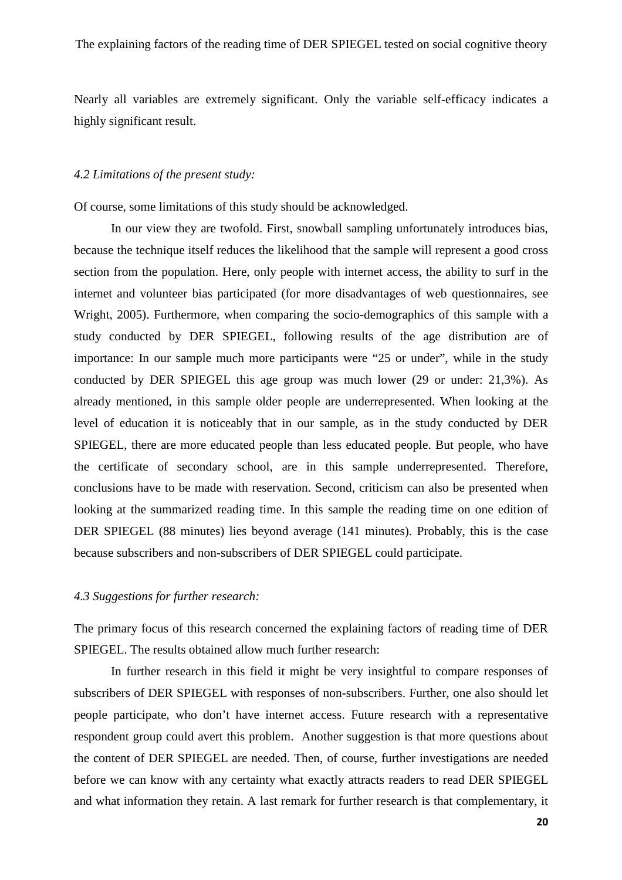Nearly all variables are extremely significant. Only the variable self-efficacy indicates a highly significant result.

### *4.2 Limitations of the present study:*

Of course, some limitations of this study should be acknowledged.

In our view they are twofold. First, snowball sampling unfortunately introduces bias, because the technique itself reduces the likelihood that the sample will represent a good cross section from the population. Here, only people with internet access, the ability to surf in the internet and volunteer bias participated (for more disadvantages of web questionnaires, see Wright, 2005). Furthermore, when comparing the socio-demographics of this sample with a study conducted by DER SPIEGEL, following results of the age distribution are of importance: In our sample much more participants were "25 or under", while in the study conducted by DER SPIEGEL this age group was much lower (29 or under: 21,3%). As already mentioned, in this sample older people are underrepresented. When looking at the level of education it is noticeably that in our sample, as in the study conducted by DER SPIEGEL, there are more educated people than less educated people. But people, who have the certificate of secondary school, are in this sample underrepresented. Therefore, conclusions have to be made with reservation. Second, criticism can also be presented when looking at the summarized reading time. In this sample the reading time on one edition of DER SPIEGEL (88 minutes) lies beyond average (141 minutes). Probably, this is the case because subscribers and non-subscribers of DER SPIEGEL could participate.

### *4.3 Suggestions for further research:*

The primary focus of this research concerned the explaining factors of reading time of DER SPIEGEL. The results obtained allow much further research:

In further research in this field it might be very insightful to compare responses of subscribers of DER SPIEGEL with responses of non-subscribers. Further, one also should let people participate, who don't have internet access. Future research with a representative respondent group could avert this problem. Another suggestion is that more questions about the content of DER SPIEGEL are needed. Then, of course, further investigations are needed before we can know with any certainty what exactly attracts readers to read DER SPIEGEL and what information they retain. A last remark for further research is that complementary, it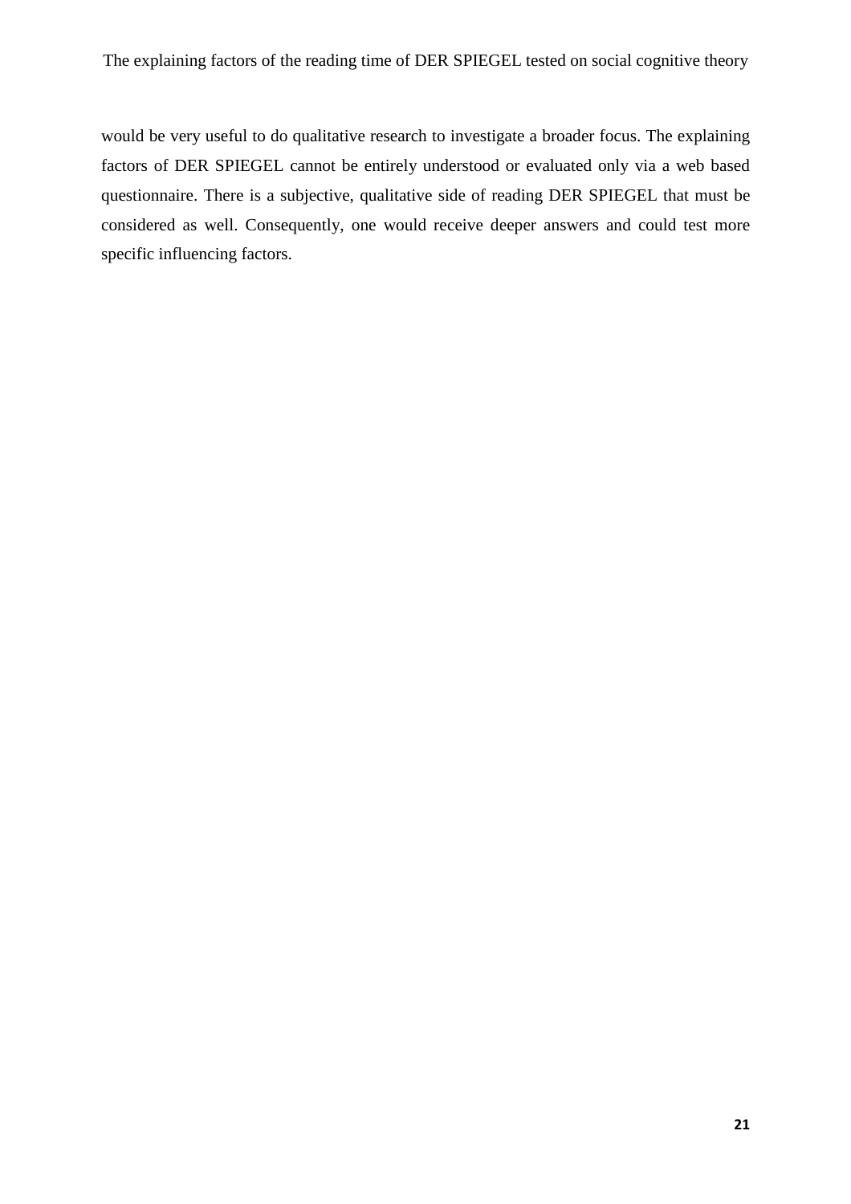would be very useful to do qualitative research to investigate a broader focus. The explaining factors of DER SPIEGEL cannot be entirely understood or evaluated only via a web based questionnaire. There is a subjective, qualitative side of reading DER SPIEGEL that must be considered as well. Consequently, one would receive deeper answers and could test more specific influencing factors.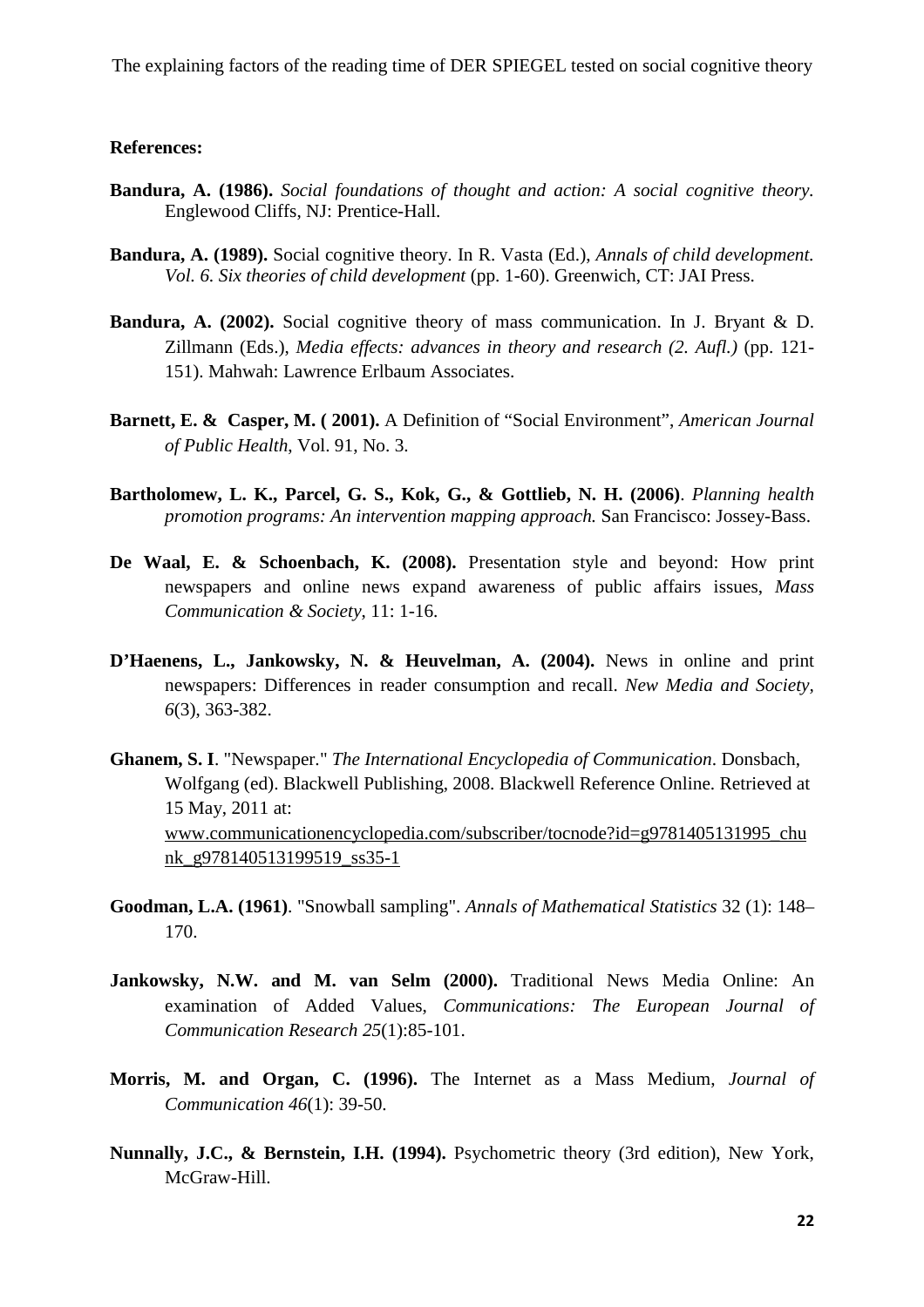**References:**

**Bandura, A. (1986).** *Social foundations of thought and action: A social cognitive theory.* Englewood Cliffs, NJ: Prentice-Hall.

**Bandura, A. (1989).** Social cognitive theory. In R. Vasta (Ed.), *Annals of child development. Vol. 6. Six theories of child development* (pp. 1-60). Greenwich, CT: JAI Press.

**Bandura, A. (2002).** Social cognitive theory of mass communication. In J. Bryant & D. Zillmann (Eds.), *Media effects: advances in theory and research (2. Aufl.)* (pp. 121-151). Mahwah: Lawrence Erlbaum Associates.

**Barnett, E. & Casper, M. ( 2001).** A Definition of "Social Environment", *American Journal of Public Health*, Vol. 91, No. 3.

**Bartholomew, L. K., Parcel, G. S., Kok, G., & Gottlieb, N. H. (2006)**. *Planning health promotion programs: An intervention mapping approach.* San Francisco: Jossey-Bass.

**De Waal, E. & Schoenbach, K. (2008).** Presentation style and beyond: How print newspapers and online news expand awareness of public affairs issues, *Mass Communication & Society*, 11: 1-16.

**D'Haenens, L., Jankowsky, N. & Heuvelman, A. (2004).** News in online and print newspapers: Differences in reader consumption and recall. *New Media and Society, 6*(3), 363-382.

**Ghanem, S. I**. "Newspaper." *The International Encyclopedia of Communication*. Donsbach, Wolfgang (ed). Blackwell Publishing, 2008. Blackwell Reference Online. Retrieved at 15 May, 2011 at: www.communicationencyclopedia.com/subscriber/tocnode?id=g9781405131995_chunk_g978140513199519_ss35-1

**Goodman, L.A. (1961)**. "Snowball sampling". *Annals of Mathematical Statistics* 32 (1): 148–170.

**Jankowsky, N.W. and M. van Selm (2000).** Traditional News Media Online: An examination of Added Values, *Communications: The European Journal of Communication Research 25*(1):85-101.

**Morris, M. and Organ, C. (1996).** The Internet as a Mass Medium, *Journal of Communication 46*(1): 39-50.

**Nunnally, J.C., & Bernstein, I.H. (1994).** Psychometric theory (3rd edition), New York, McGraw-Hill.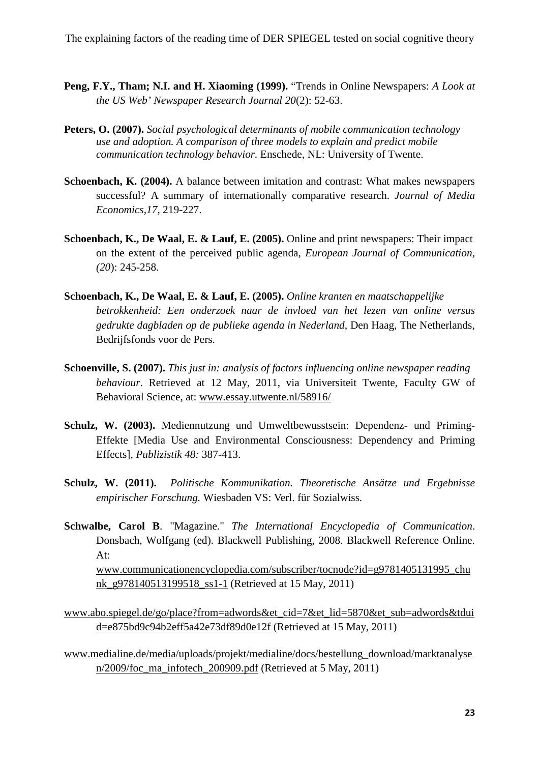**Peng, F.Y., Tham; N.I. and H. Xiaoming (1999).** "Trends in Online Newspapers: *A Look at the US Web' Newspaper Research Journal 20*(2): 52-63.

**Peters, O. (2007).** *Social psychological determinants of mobile communication technology use and adoption. A comparison of three models to explain and predict mobile communication technology behavior.* Enschede, NL: University of Twente.

**Schoenbach, K. (2004).** A balance between imitation and contrast: What makes newspapers successful? A summary of internationally comparative research. *Journal of Media Economics,17,* 219-227.

**Schoenbach, K., De Waal, E. & Lauf, E. (2005).** Online and print newspapers: Their impact on the extent of the perceived public agenda, *European Journal of Communication, (20*): 245-258.

**Schoenbach, K., De Waal, E. & Lauf, E. (2005).** *Online kranten en maatschappelijke betrokkenheid: Een onderzoek naar de invloed van het lezen van online versus gedrukte dagbladen op de publieke agenda in Nederland*, Den Haag, The Netherlands, Bedrijfsfonds voor de Pers.

**Schoenville, S. (2007).** *This just in: analysis of factors influencing online newspaper reading behaviour*. Retrieved at 12 May, 2011, via Universiteit Twente, Faculty GW of Behavioral Science, at: www.essay.utwente.nl/58916/

**Schulz, W. (2003).** Mediennutzung und Umweltbewusstsein: Dependenz- und Priming-Effekte [Media Use and Environmental Consciousness: Dependency and Priming Effects], *Publizistik 48:* 387-413.

**Schulz, W. (2011).** *Politische Kommunikation. Theoretische Ansätze und Ergebnisse empirischer Forschung.* Wiesbaden VS: Verl. für Sozialwiss.

**Schwalbe, Carol B**. "Magazine." *The International Encyclopedia of Communication*. Donsbach, Wolfgang (ed). Blackwell Publishing, 2008. Blackwell Reference Online. At: www.communicationencyclopedia.com/subscriber/tocnode?id=g9781405131995_chunk_g978140513199518_ss1-1 (Retrieved at 15 May, 2011)

www.abo.spiegel.de/go/place?from=adwords&et_cid=7&et_lid=5870&et_sub=adwords&tduid=e875bd9c94b2eff5a42e73df89d0e12f (Retrieved at 15 May, 2011)

www.medialine.de/media/uploads/projekt/medialine/docs/bestellung_download/marktanalysen/2009/foc_ma_infotech_200909.pdf (Retrieved at 5 May, 2011)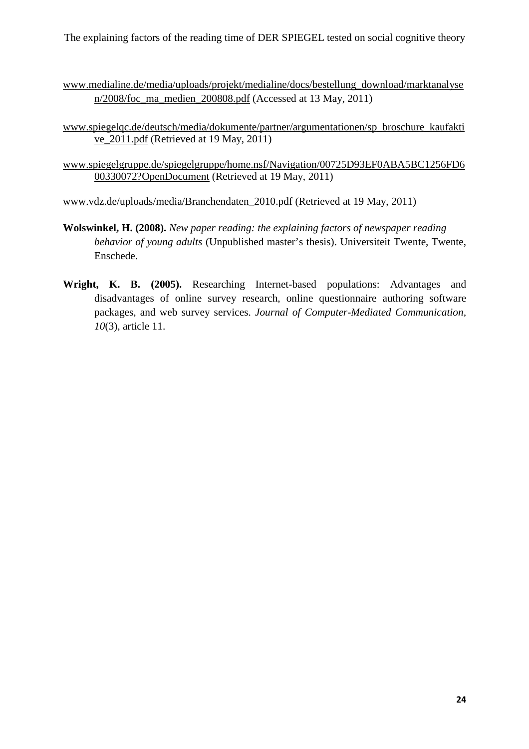www.medialine.de/media/uploads/projekt/medialine/docs/bestellung_download/marktanalysen/2008/foc_ma_medien_200808.pdf (Accessed at 13 May, 2011)

www.spiegelqc.de/deutsch/media/dokumente/partner/argumentationen/sp_broschure_kaufaktive_2011.pdf (Retrieved at 19 May, 2011)

www.spiegelgruppe.de/spiegelgruppe/home.nsf/Navigation/00725D93EF0ABA5BC1256FD600330072?OpenDocument (Retrieved at 19 May, 2011)

www.vdz.de/uploads/media/Branchendaten_2010.pdf (Retrieved at 19 May, 2011)

**Wolswinkel, H. (2008).** *New paper reading: the explaining factors of newspaper reading behavior of young adults* (Unpublished master's thesis). Universiteit Twente, Twente, Enschede.

**Wright, K. B. (2005).** Researching Internet-based populations: Advantages and disadvantages of online survey research, online questionnaire authoring software packages, and web survey services. *Journal of Computer-Mediated Communication*, *10*(3), article 11.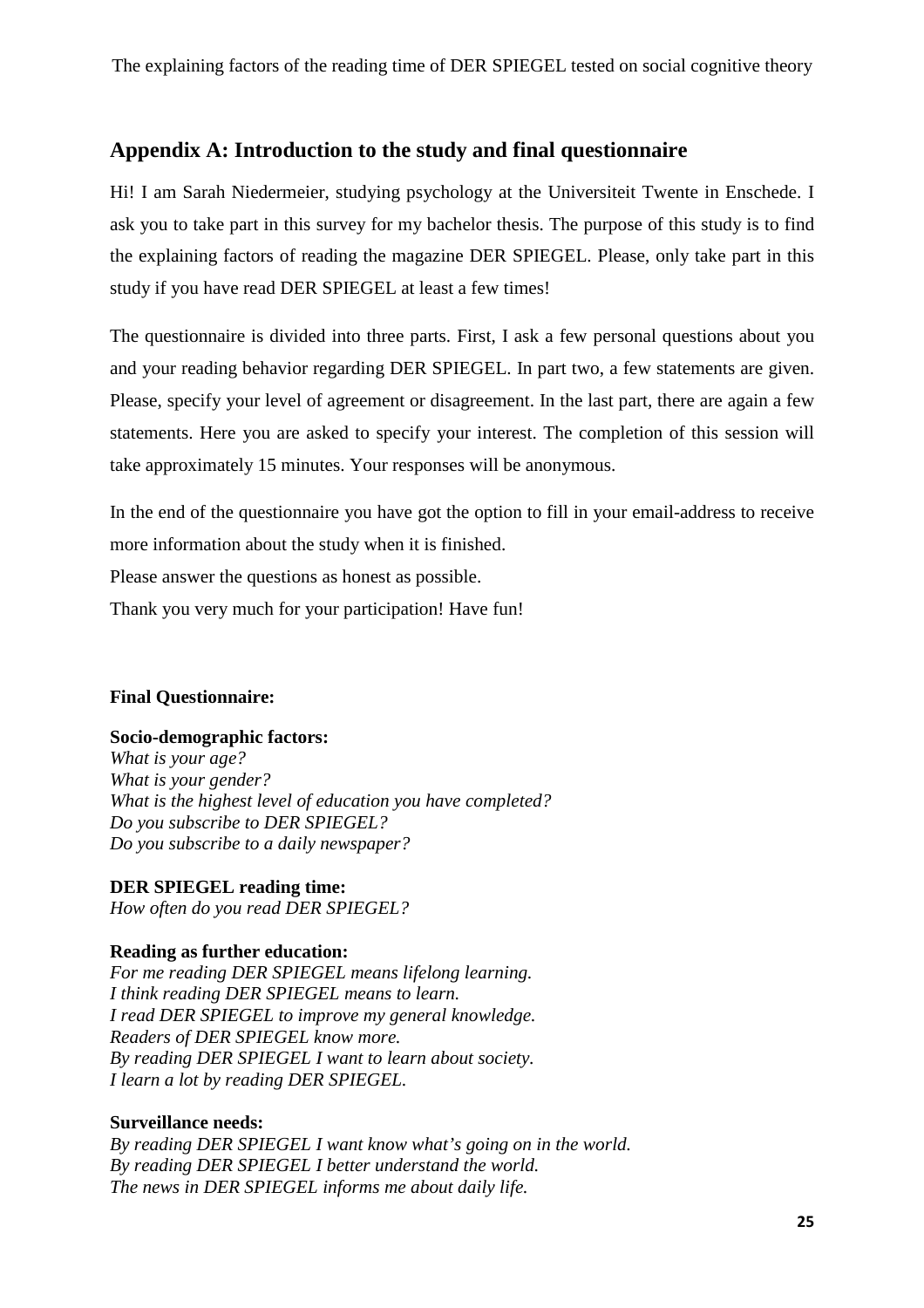## Appendix A: Introduction to the study and final questionnaire

Hi! I am Sarah Niedermeier, studying psychology at the Universiteit Twente in Enschede. I ask you to take part in this survey for my bachelor thesis. The purpose of this study is to find the explaining factors of reading the magazine DER SPIEGEL. Please, only take part in this study if you have read DER SPIEGEL at least a few times!

The questionnaire is divided into three parts. First, I ask a few personal questions about you and your reading behavior regarding DER SPIEGEL. In part two, a few statements are given. Please, specify your level of agreement or disagreement. In the last part, there are again a few statements. Here you are asked to specify your interest. The completion of this session will take approximately 15 minutes. Your responses will be anonymous.

In the end of the questionnaire you have got the option to fill in your email-address to receive more information about the study when it is finished.

Please answer the questions as honest as possible.

Thank you very much for your participation! Have fun!

**Final Questionnaire:**

**Socio-demographic factors:**

*What is your age?*
*What is your gender?*
*What is the highest level of education you have completed?*
*Do you subscribe to DER SPIEGEL?*
*Do you subscribe to a daily newspaper?*

**DER SPIEGEL reading time:**

*How often do you read DER SPIEGEL?*

**Reading as further education:**

*For me reading DER SPIEGEL means lifelong learning.*
*I think reading DER SPIEGEL means to learn.*
*I read DER SPIEGEL to improve my general knowledge.*
*Readers of DER SPIEGEL know more.*
*By reading DER SPIEGEL I want to learn about society.*
*I learn a lot by reading DER SPIEGEL.*

**Surveillance needs:**

*By reading DER SPIEGEL I want know what's going on in the world.*
*By reading DER SPIEGEL I better understand the world.*
*The news in DER SPIEGEL informs me about daily life.*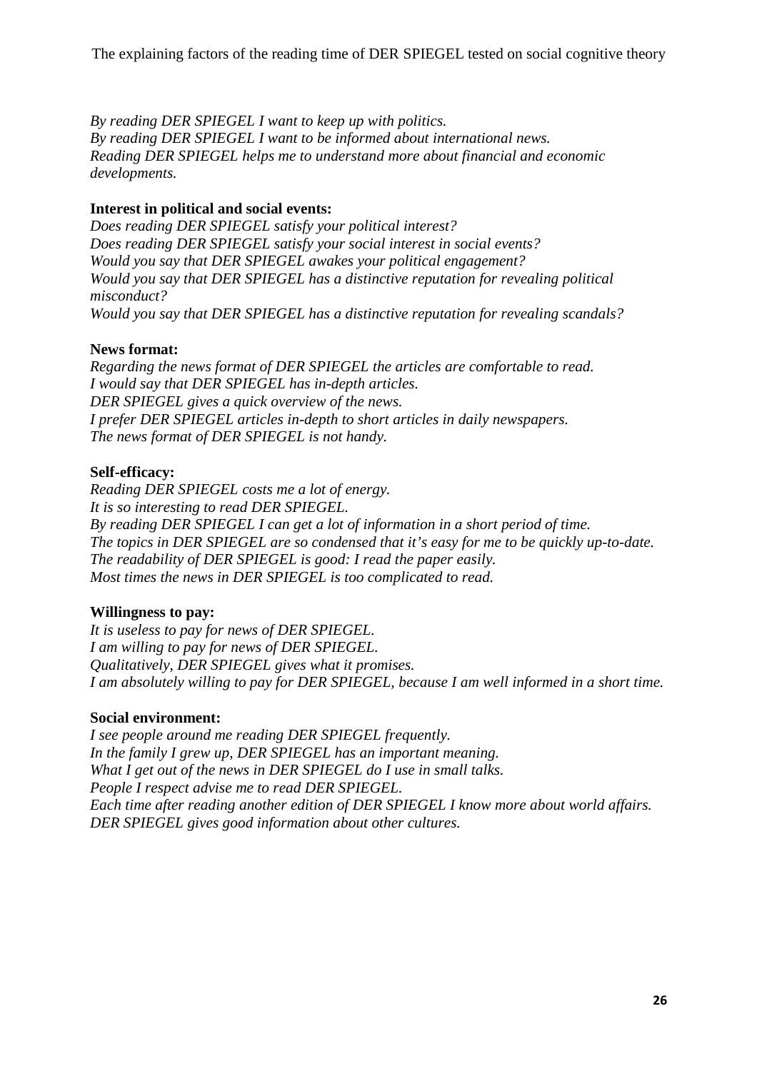*By reading DER SPIEGEL I want to keep up with politics.*
*By reading DER SPIEGEL I want to be informed about international news.*
*Reading DER SPIEGEL helps me to understand more about financial and economic developments.*

**Interest in political and social events:**
*Does reading DER SPIEGEL satisfy your political interest?*
*Does reading DER SPIEGEL satisfy your social interest in social events?*
*Would you say that DER SPIEGEL awakes your political engagement?*
*Would you say that DER SPIEGEL has a distinctive reputation for revealing political misconduct?*
*Would you say that DER SPIEGEL has a distinctive reputation for revealing scandals?*

**News format:**
*Regarding the news format of DER SPIEGEL the articles are comfortable to read.*
*I would say that DER SPIEGEL has in-depth articles.*
*DER SPIEGEL gives a quick overview of the news.*
*I prefer DER SPIEGEL articles in-depth to short articles in daily newspapers.*
*The news format of DER SPIEGEL is not handy.*

**Self-efficacy:**
*Reading DER SPIEGEL costs me a lot of energy.*
*It is so interesting to read DER SPIEGEL.*
*By reading DER SPIEGEL I can get a lot of information in a short period of time.*
*The topics in DER SPIEGEL are so condensed that it's easy for me to be quickly up-to-date.*
*The readability of DER SPIEGEL is good: I read the paper easily.*
*Most times the news in DER SPIEGEL is too complicated to read.*

**Willingness to pay:**
*It is useless to pay for news of DER SPIEGEL.*
*I am willing to pay for news of DER SPIEGEL.*
*Qualitatively, DER SPIEGEL gives what it promises.*
*I am absolutely willing to pay for DER SPIEGEL, because I am well informed in a short time.*

**Social environment:**
*I see people around me reading DER SPIEGEL frequently.*
*In the family I grew up, DER SPIEGEL has an important meaning.*
*What I get out of the news in DER SPIEGEL do I use in small talks.*
*People I respect advise me to read DER SPIEGEL.*
*Each time after reading another edition of DER SPIEGEL I know more about world affairs.*
*DER SPIEGEL gives good information about other cultures.*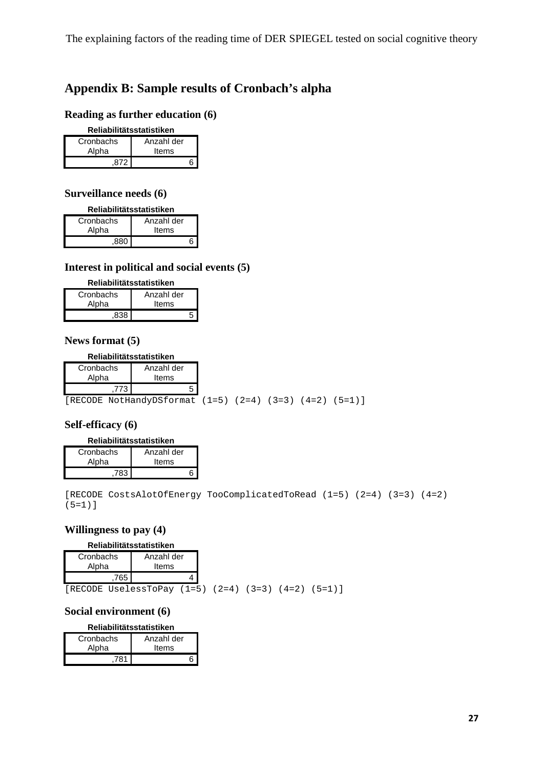## Appendix B: Sample results of Cronbach's alpha

### Reading as further education (6)

**Reliabilitätsstatistiken**

| Cronbachs Alpha | Anzahl der Items |
| --- | --- |
| ,872 | 6 |

### Surveillance needs (6)

**Reliabilitätsstatistiken**

| Cronbachs Alpha | Anzahl der Items |
| --- | --- |
| ,880 | 6 |

### Interest in political and social events (5)

**Reliabilitätsstatistiken**

| Cronbachs Alpha | Anzahl der Items |
| --- | --- |
| ,838 | 5 |

### News format (5)

**Reliabilitätsstatistiken**

| Cronbachs Alpha | Anzahl der Items |
| --- | --- |
| ,773 | 5 |

```
[RECODE NotHandyDSformat (1=5) (2=4) (3=3) (4=2) (5=1)]
```

### Self-efficacy (6)

**Reliabilitätsstatistiken**

| Cronbachs Alpha | Anzahl der Items |
| --- | --- |
| ,783 | 6 |

```
[RECODE CostsAlotOfEnergy TooComplicatedToRead (1=5) (2=4) (3=3) (4=2)
(5=1)]
```

### Willingness to pay (4)

**Reliabilitätsstatistiken**

| Cronbachs Alpha | Anzahl der Items |
| --- | --- |
| ,765 | 4 |

```
[RECODE UselessToPay (1=5) (2=4) (3=3) (4=2) (5=1)]
```

### Social environment (6)

**Reliabilitätsstatistiken**

| Cronbachs Alpha | Anzahl der Items |
| --- | --- |
| ,781 | 6 |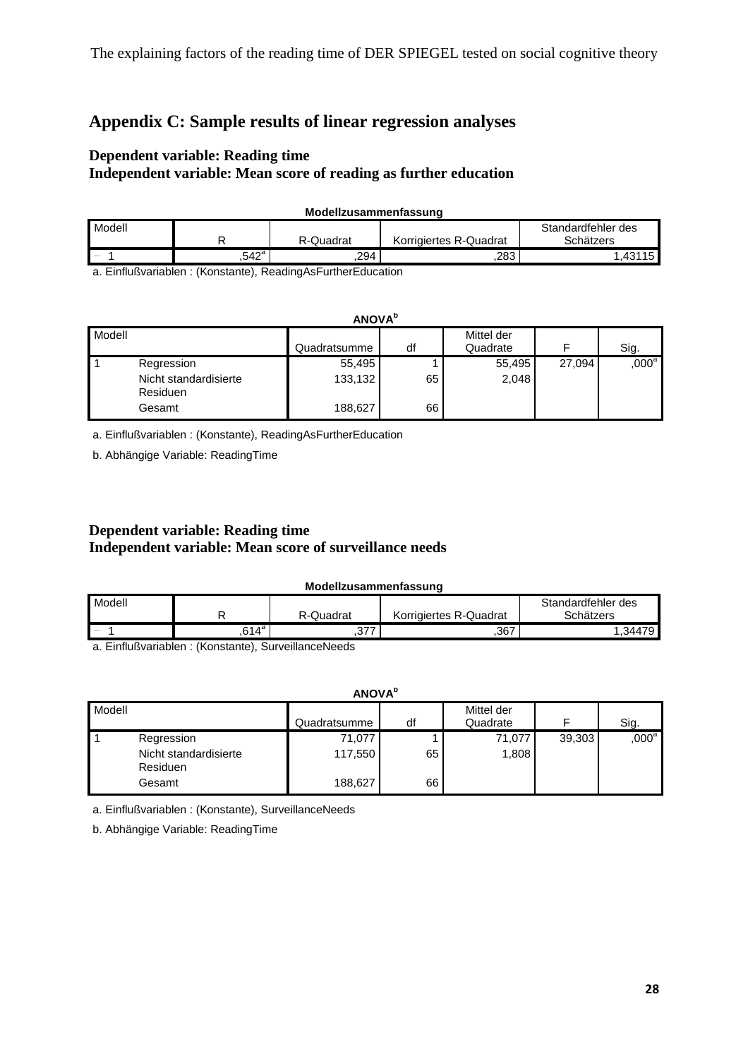## Appendix C: Sample results of linear regression analyses

### Dependent variable: Reading time
### Independent variable: Mean score of reading as further education

**Modellzusammenfassung**

| Modell | R | R-Quadrat | Korrigiertes R-Quadrat | Standardfehler des Schätzers |
|---|---|---|---|---|
| 1 | ,542[a] | ,294 | ,283 | 1,43115 |

a. Einflußvariablen : (Konstante), ReadingAsFurtherEducation

**ANOVA[b]**

| Modell | | Quadratsumme | df | Mittel der Quadrate | F | Sig. |
|---|---|---|---|---|---|---|
| 1 | Regression | 55,495 | 1 | 55,495 | 27,094 | ,000[a] |
| | Nicht standardisierte Residuen | 133,132 | 65 | 2,048 | | |
| | Gesamt | 188,627 | 66 | | | |

a. Einflußvariablen : (Konstante), ReadingAsFurtherEducation

b. Abhängige Variable: ReadingTime

### Dependent variable: Reading time
### Independent variable: Mean score of surveillance needs

**Modellzusammenfassung**

| Modell | R | R-Quadrat | Korrigiertes R-Quadrat | Standardfehler des Schätzers |
|---|---|---|---|---|
| 1 | ,614[a] | ,377 | ,367 | 1,34479 |

a. Einflußvariablen : (Konstante), SurveillanceNeeds

**ANOVA[b]**

| Modell | | Quadratsumme | df | Mittel der Quadrate | F | Sig. |
|---|---|---|---|---|---|---|
| 1 | Regression | 71,077 | 1 | 71,077 | 39,303 | ,000[a] |
| | Nicht standardisierte Residuen | 117,550 | 65 | 1,808 | | |
| | Gesamt | 188,627 | 66 | | | |

a. Einflußvariablen : (Konstante), SurveillanceNeeds

b. Abhängige Variable: ReadingTime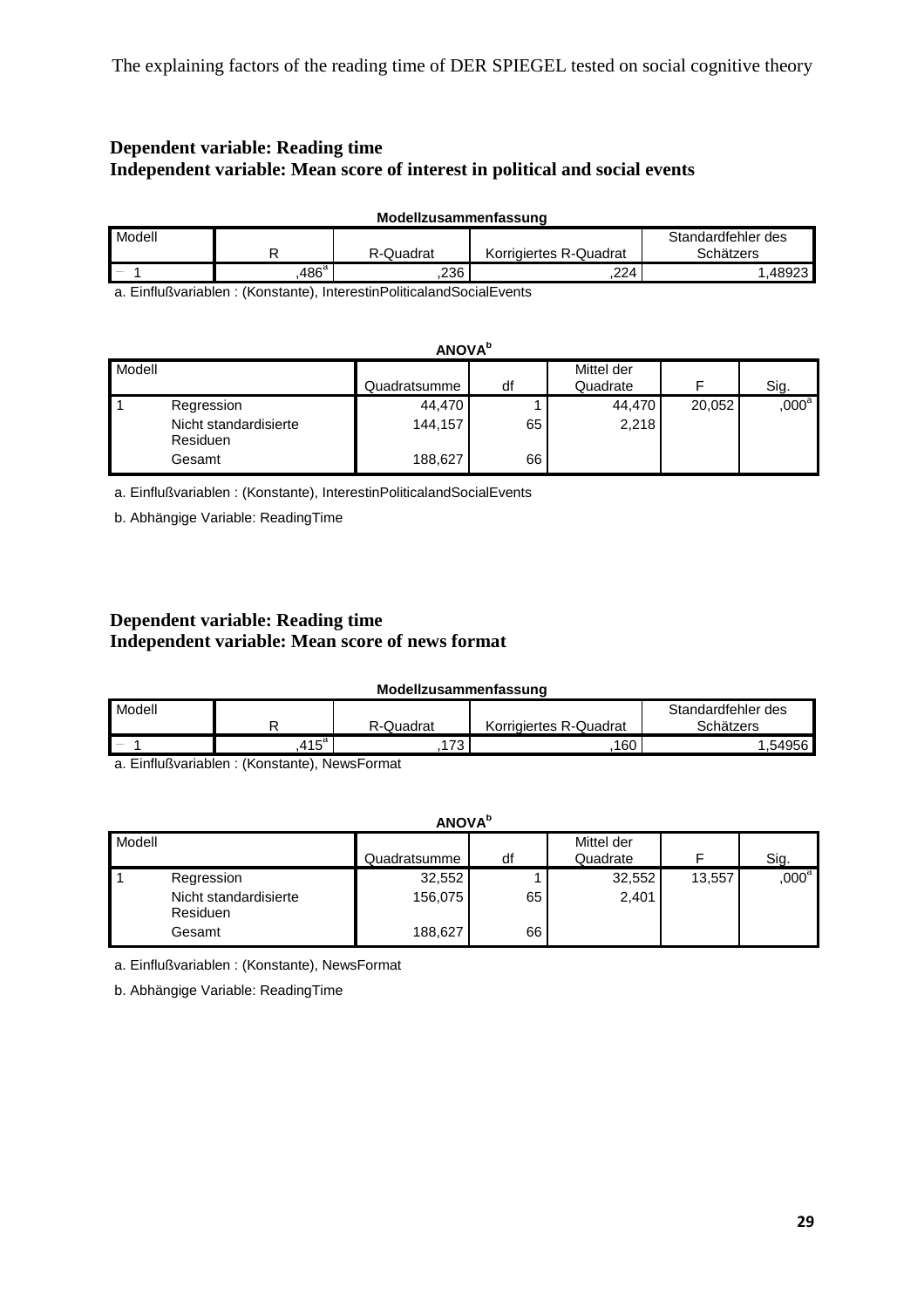**Dependent variable: Reading time**
**Independent variable: Mean score of interest in political and social events**

**Modellzusammenfassung**

| Modell | R | R-Quadrat | Korrigiertes R-Quadrat | Standardfehler des Schätzers |
|---|---|---|---|---|
| 1 | ,486[a] | ,236 | ,224 | 1,48923 |

a. Einflußvariablen : (Konstante), InterestinPoliticalandSocialEvents

**ANOVA[b]**

| Modell | | Quadratsumme | df | Mittel der Quadrate | F | Sig. |
|---|---|---|---|---|---|---|
| 1 | Regression | 44,470 | 1 | 44,470 | 20,052 | ,000[a] |
| | Nicht standardisierte Residuen | 144,157 | 65 | 2,218 | | |
| | Gesamt | 188,627 | 66 | | | |

a. Einflußvariablen : (Konstante), InterestinPoliticalandSocialEvents

b. Abhängige Variable: ReadingTime

**Dependent variable: Reading time**
**Independent variable: Mean score of news format**

**Modellzusammenfassung**

| Modell | R | R-Quadrat | Korrigiertes R-Quadrat | Standardfehler des Schätzers |
|---|---|---|---|---|
| 1 | ,415[a] | ,173 | ,160 | 1,54956 |

a. Einflußvariablen : (Konstante), NewsFormat

**ANOVA[b]**

| Modell | | Quadratsumme | df | Mittel der Quadrate | F | Sig. |
|---|---|---|---|---|---|---|
| 1 | Regression | 32,552 | 1 | 32,552 | 13,557 | ,000[a] |
| | Nicht standardisierte Residuen | 156,075 | 65 | 2,401 | | |
| | Gesamt | 188,627 | 66 | | | |

a. Einflußvariablen : (Konstante), NewsFormat

b. Abhängige Variable: ReadingTime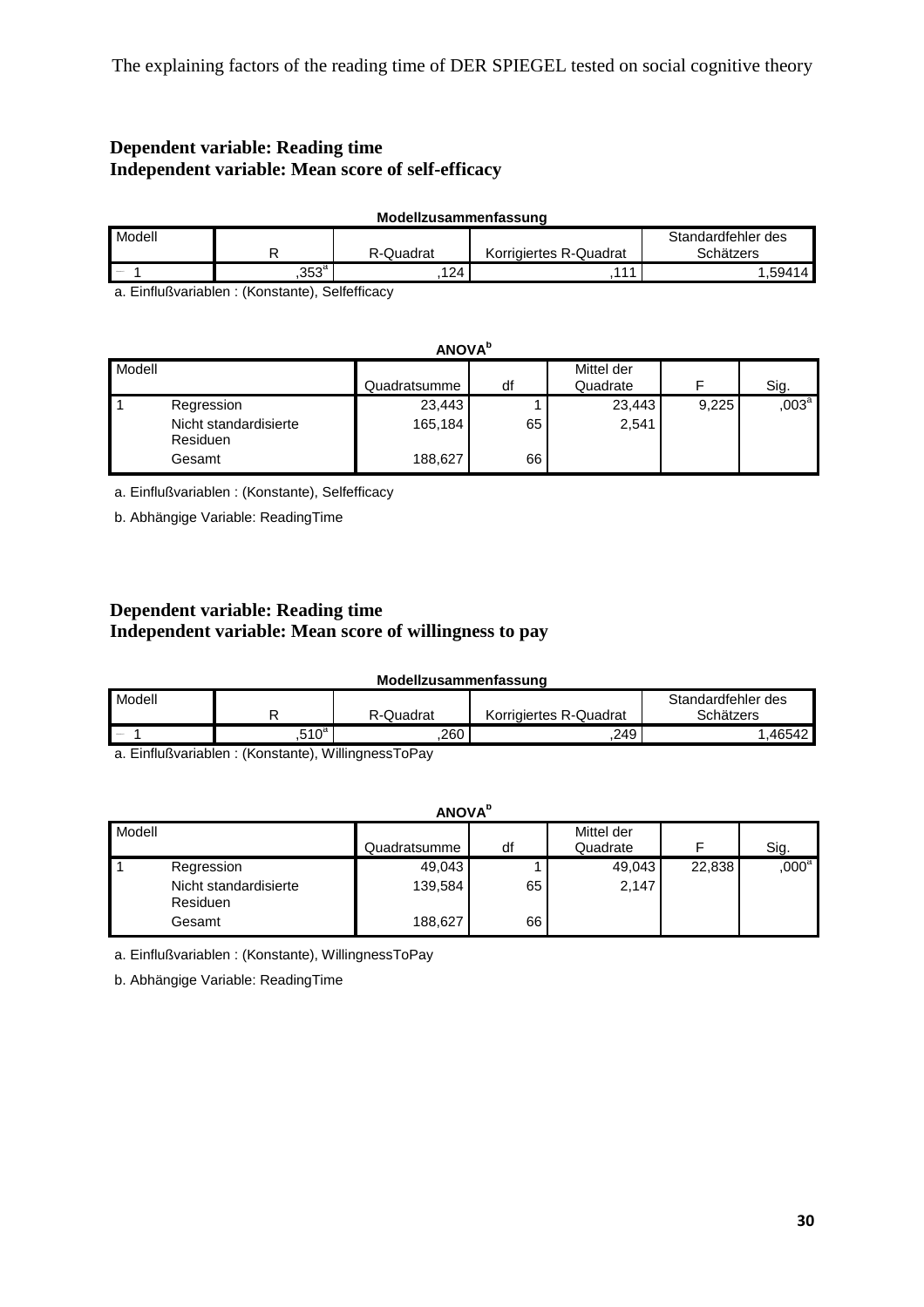**Dependent variable: Reading time**
**Independent variable: Mean score of self-efficacy**

**Modellzusammenfassung**

| Modell | R | R-Quadrat | Korrigiertes R-Quadrat | Standardfehler des Schätzers |
|---|---|---|---|---|
| 1 | ,353[a] | ,124 | ,111 | 1,59414 |

a. Einflußvariablen : (Konstante), Selfefficacy

**ANOVA[b]**

| Modell | | Quadratsumme | df | Mittel der Quadrate | F | Sig. |
|---|---|---|---|---|---|---|
| 1 | Regression | 23,443 | 1 | 23,443 | 9,225 | ,003[a] |
| | Nicht standardisierte Residuen | 165,184 | 65 | 2,541 | | |
| | Gesamt | 188,627 | 66 | | | |

a. Einflußvariablen : (Konstante), Selfefficacy

b. Abhängige Variable: ReadingTime

**Dependent variable: Reading time**
**Independent variable: Mean score of willingness to pay**

**Modellzusammenfassung**

| Modell | R | R-Quadrat | Korrigiertes R-Quadrat | Standardfehler des Schätzers |
|---|---|---|---|---|
| 1 | ,510[a] | ,260 | ,249 | 1,46542 |

a. Einflußvariablen : (Konstante), WillingnessToPay

**ANOVA[b]**

| Modell | | Quadratsumme | df | Mittel der Quadrate | F | Sig. |
|---|---|---|---|---|---|---|
| 1 | Regression | 49,043 | 1 | 49,043 | 22,838 | ,000[a] |
| | Nicht standardisierte Residuen | 139,584 | 65 | 2,147 | | |
| | Gesamt | 188,627 | 66 | | | |

a. Einflußvariablen : (Konstante), WillingnessToPay

b. Abhängige Variable: ReadingTime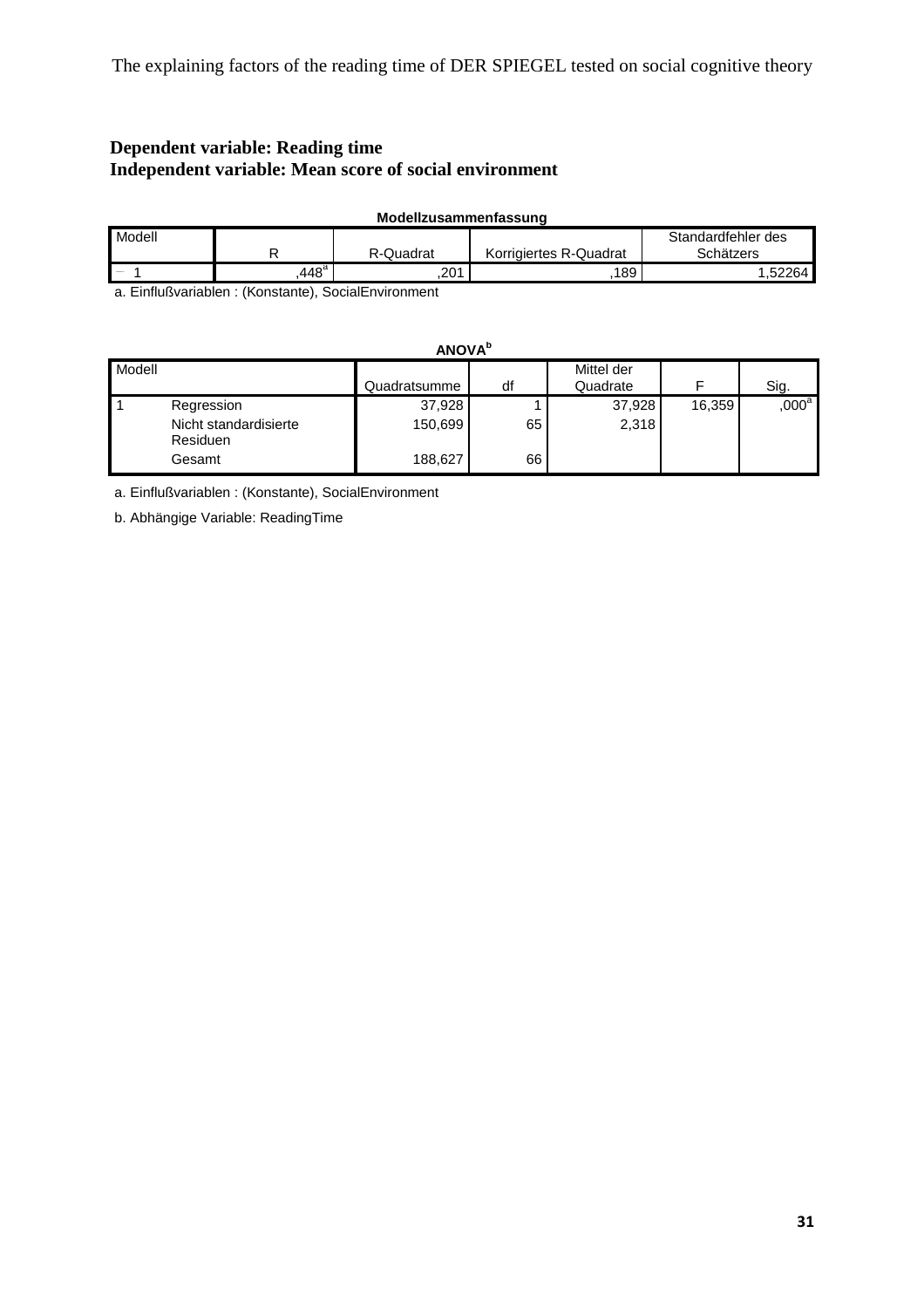**Dependent variable: Reading time**
**Independent variable: Mean score of social environment**

**Modellzusammenfassung**

| Modell | R | R-Quadrat | Korrigiertes R-Quadrat | Standardfehler des Schätzers |
|---|---|---|---|---|
| 1 | ,448[a] | ,201 | ,189 | 1,52264 |

a. Einflußvariablen : (Konstante), SocialEnvironment

**ANOVA[b]**

| Modell | | Quadratsumme | df | Mittel der Quadrate | F | Sig. |
|---|---|---|---|---|---|---|
| 1 | Regression | 37,928 | 1 | 37,928 | 16,359 | ,000[a] |
| | Nicht standardisierte Residuen | 150,699 | 65 | 2,318 | | |
| | Gesamt | 188,627 | 66 | | | |

a. Einflußvariablen : (Konstante), SocialEnvironment

b. Abhängige Variable: ReadingTime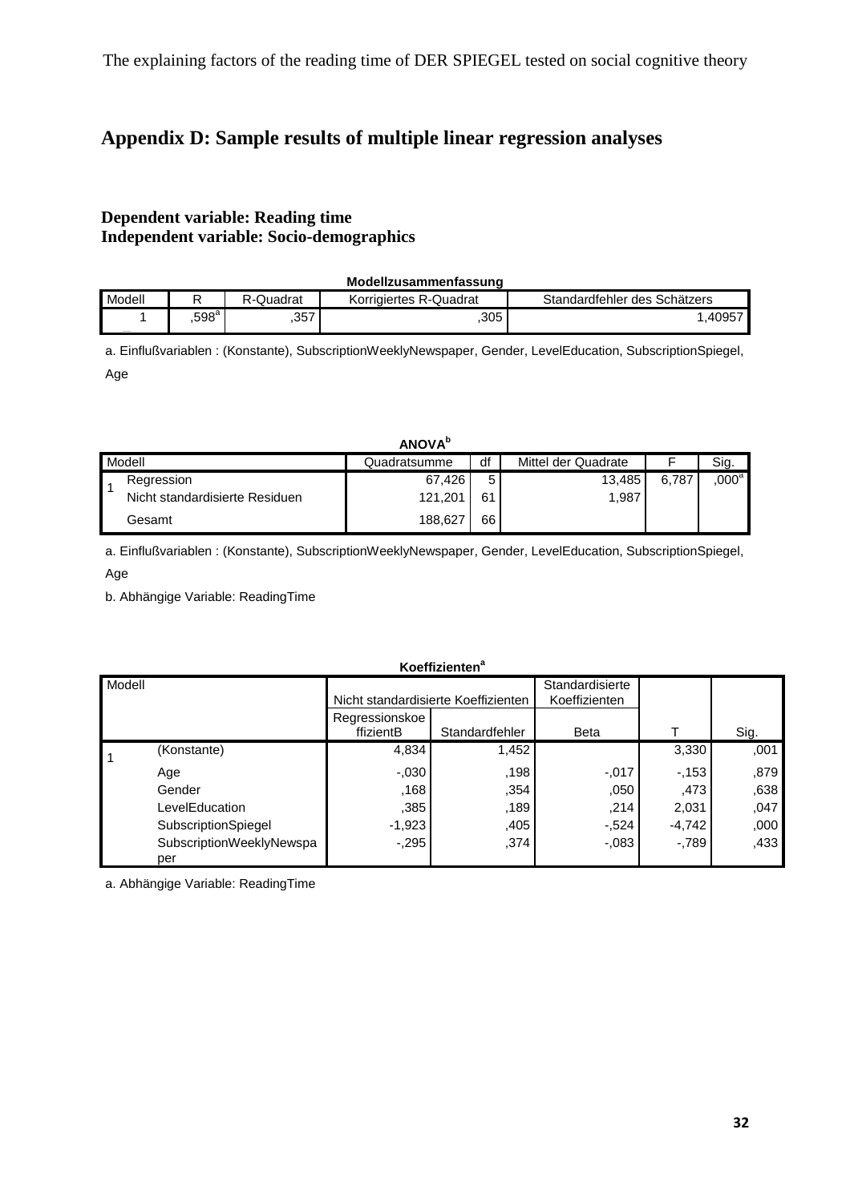# Appendix D: Sample results of multiple linear regression analyses

**Dependent variable: Reading time**
**Independent variable: Socio-demographics**

**Modellzusammenfassung**

| Modell | R | R-Quadrat | Korrigiertes R-Quadrat | Standardfehler des Schätzers |
|---|---|---|---|---|
| 1 | ,598[a] | ,357 | ,305 | 1,40957 |

a. Einflußvariablen : (Konstante), SubscriptionWeeklyNewspaper, Gender, LevelEducation, SubscriptionSpiegel, Age

**ANOVA[b]**

| Modell | | Quadratsumme | df | Mittel der Quadrate | F | Sig. |
|---|---|---|---|---|---|---|
| 1 | Regression | 67,426 | 5 | 13,485 | 6,787 | ,000[a] |
| | Nicht standardisierte Residuen | 121,201 | 61 | 1,987 | | |
| | Gesamt | 188,627 | 66 | | | |

a. Einflußvariablen : (Konstante), SubscriptionWeeklyNewspaper, Gender, LevelEducation, SubscriptionSpiegel, Age

b. Abhängige Variable: ReadingTime

**Koeffizienten[a]**

| Modell | | Nicht standardisierte Koeffizienten | | Standardisierte Koeffizienten | | |
|---|---|---|---|---|---|---|
| | | Regressionskoeffizient B | Standardfehler | Beta | T | Sig. |
| 1 | (Konstante) | 4,834 | 1,452 | | 3,330 | ,001 |
| | Age | -,030 | ,198 | -,017 | -,153 | ,879 |
| | Gender | ,168 | ,354 | ,050 | ,473 | ,638 |
| | LevelEducation | ,385 | ,189 | ,214 | 2,031 | ,047 |
| | SubscriptionSpiegel | -1,923 | ,405 | -,524 | -4,742 | ,000 |
| | SubscriptionWeeklyNewspaper | -,295 | ,374 | -,083 | -,789 | ,433 |

a. Abhängige Variable: ReadingTime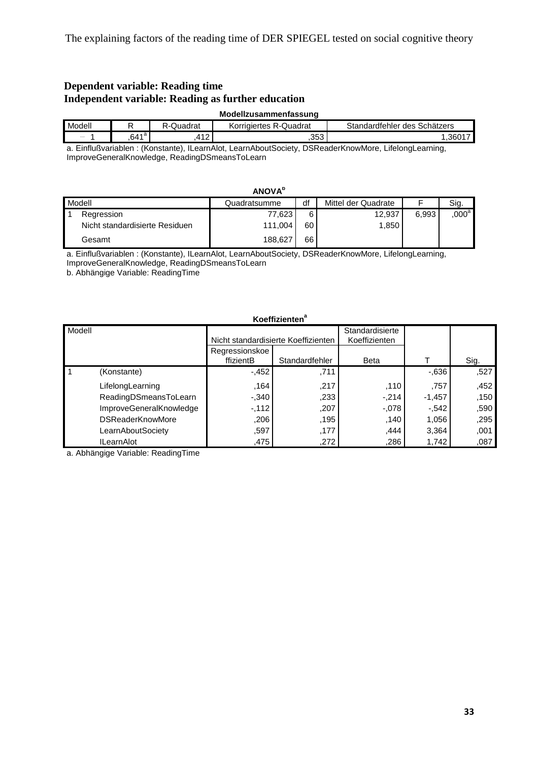**Dependent variable: Reading time**
**Independent variable: Reading as further education**

**Modellzusammenfassung**

| Modell | R | R-Quadrat | Korrigiertes R-Quadrat | Standardfehler des Schätzers |
|---|---|---|---|---|
| 1 | ,641[a] | ,412 | ,353 | 1,36017 |

a. Einflußvariablen : (Konstante), ILearnAlot, LearnAboutSociety, DSReaderKnowMore, LifelongLearning, ImproveGeneralKnowledge, ReadingDSmeansToLearn

**ANOVA[b]**

| Modell | | Quadratsumme | df | Mittel der Quadrate | F | Sig. |
|---|---|---|---|---|---|---|
| 1 | Regression | 77,623 | 6 | 12,937 | 6,993 | ,000[a] |
| | Nicht standardisierte Residuen | 111,004 | 60 | 1,850 | | |
| | Gesamt | 188,627 | 66 | | | |

a. Einflußvariablen : (Konstante), ILearnAlot, LearnAboutSociety, DSReaderKnowMore, LifelongLearning, ImproveGeneralKnowledge, ReadingDSmeansToLearn
b. Abhängige Variable: ReadingTime

**Koeffizienten[a]**

| Modell | | Nicht standardisierte Koeffizienten | | Standardisierte Koeffizienten | | |
|---|---|---|---|---|---|---|
| | | RegressionskoeffizientB | Standardfehler | Beta | T | Sig. |
| 1 | (Konstante) | -,452 | ,711 | | -,636 | ,527 |
| | LifelongLearning | ,164 | ,217 | ,110 | ,757 | ,452 |
| | ReadingDSmeansToLearn | -,340 | ,233 | -,214 | -1,457 | ,150 |
| | ImproveGeneralKnowledge | -,112 | ,207 | -,078 | -,542 | ,590 |
| | DSReaderKnowMore | ,206 | ,195 | ,140 | 1,056 | ,295 |
| | LearnAboutSociety | ,597 | ,177 | ,444 | 3,364 | ,001 |
| | ILearnAlot | ,475 | ,272 | ,286 | 1,742 | ,087 |

a. Abhängige Variable: ReadingTime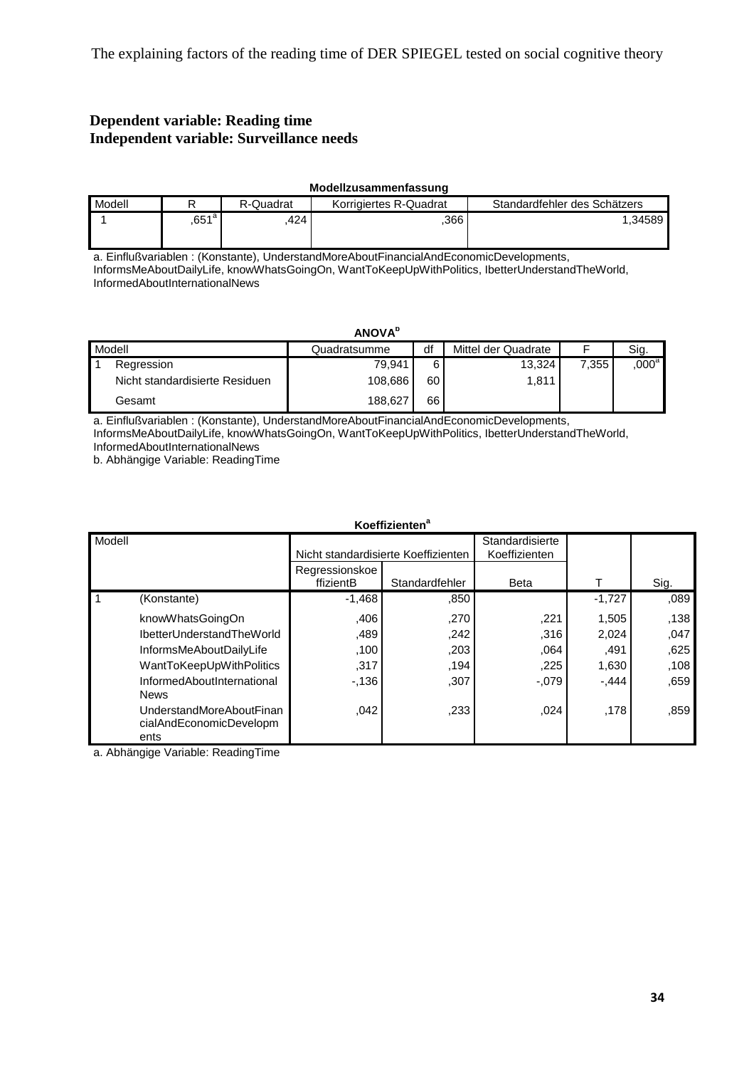**Dependent variable: Reading time**
**Independent variable: Surveillance needs**

**Modellzusammenfassung**

| Modell | R | R-Quadrat | Korrigiertes R-Quadrat | Standardfehler des Schätzers |
|---|---|---|---|---|
| 1 | ,651[a] | ,424 | ,366 | 1,34589 |

a. Einflußvariablen : (Konstante), UnderstandMoreAboutFinancialAndEconomicDevelopments, InformsMeAboutDailyLife, knowWhatsGoingOn, WantToKeepUpWithPolitics, IbetterUnderstandTheWorld, InformedAboutInternationalNews

**ANOVA[b]**

| Modell | | Quadratsumme | df | Mittel der Quadrate | F | Sig. |
|---|---|---|---|---|---|---|
| 1 | Regression | 79,941 | 6 | 13,324 | 7,355 | ,000[a] |
| | Nicht standardisierte Residuen | 108,686 | 60 | 1,811 | | |
| | Gesamt | 188,627 | 66 | | | |

a. Einflußvariablen : (Konstante), UnderstandMoreAboutFinancialAndEconomicDevelopments, InformsMeAboutDailyLife, knowWhatsGoingOn, WantToKeepUpWithPolitics, IbetterUnderstandTheWorld, InformedAboutInternationalNews

b. Abhängige Variable: ReadingTime

**Koeffizienten[a]**

| Modell | | Nicht standardisierte Koeffizienten | | Standardisierte Koeffizienten | | |
|---|---|---|---|---|---|---|
| | | Regressionskoeffizient B | Standardfehler | Beta | T | Sig. |
| 1 | (Konstante) | -1,468 | ,850 | | -1,727 | ,089 |
| | knowWhatsGoingOn | ,406 | ,270 | ,221 | 1,505 | ,138 |
| | IbetterUnderstandTheWorld | ,489 | ,242 | ,316 | 2,024 | ,047 |
| | InformsMeAboutDailyLife | ,100 | ,203 | ,064 | ,491 | ,625 |
| | WantToKeepUpWithPolitics | ,317 | ,194 | ,225 | 1,630 | ,108 |
| | InformedAboutInternationalNews | -,136 | ,307 | -,079 | -,444 | ,659 |
| | UnderstandMoreAboutFinancialAndEconomicDevelopments | ,042 | ,233 | ,024 | ,178 | ,859 |

a. Abhängige Variable: ReadingTime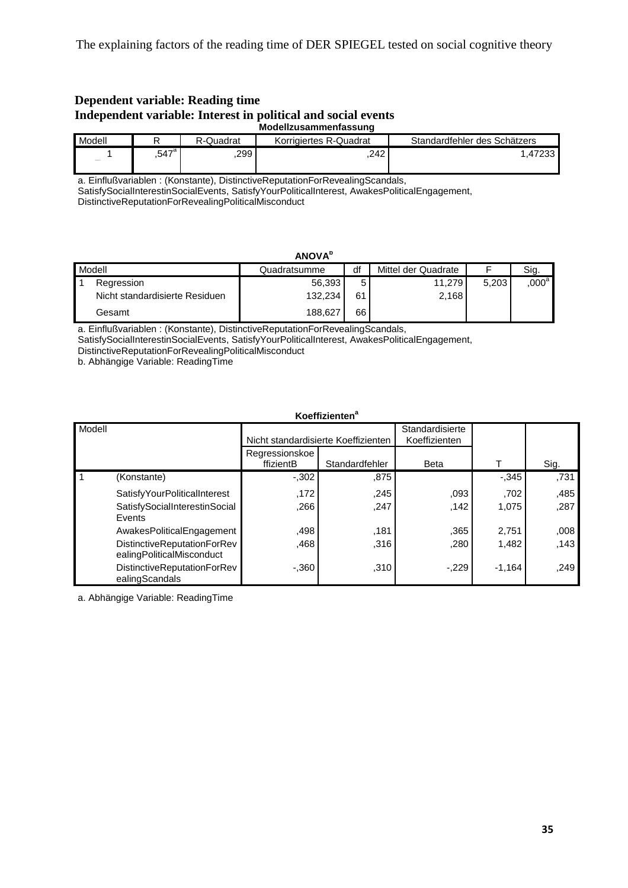**Dependent variable: Reading time**
**Independent variable: Interest in political and social events**

**Modellzusammenfassung**

| Modell | R | R-Quadrat | Korrigiertes R-Quadrat | Standardfehler des Schätzers |
|---|---|---|---|---|
| 1 | ,547[a] | ,299 | ,242 | 1,47233 |

a. Einflußvariablen : (Konstante), DistinctiveReputationForRevealingScandals, SatisfySocialInterestinSocialEvents, SatisfyYourPoliticalInterest, AwakesPoliticalEngagement, DistinctiveReputationForRevealingPoliticalMisconduct

**ANOVA[b]**

| Modell | | Quadratsumme | df | Mittel der Quadrate | F | Sig. |
|---|---|---|---|---|---|---|
| 1 | Regression | 56,393 | 5 | 11,279 | 5,203 | ,000[a] |
| | Nicht standardisierte Residuen | 132,234 | 61 | 2,168 | | |
| | Gesamt | 188,627 | 66 | | | |

a. Einflußvariablen : (Konstante), DistinctiveReputationForRevealingScandals, SatisfySocialInterestinSocialEvents, SatisfyYourPoliticalInterest, AwakesPoliticalEngagement, DistinctiveReputationForRevealingPoliticalMisconduct
b. Abhängige Variable: ReadingTime

**Koeffizienten[a]**

| Modell | | Nicht standardisierte Koeffizienten | | Standardisierte Koeffizienten | | |
|---|---|---|---|---|---|---|
| | | Regressionskoeffizient B | Standardfehler | Beta | T | Sig. |
| 1 | (Konstante) | -,302 | ,875 | | -,345 | ,731 |
| | SatisfyYourPoliticalInterest | ,172 | ,245 | ,093 | ,702 | ,485 |
| | SatisfySocialInterestinSocialEvents | ,266 | ,247 | ,142 | 1,075 | ,287 |
| | AwakesPoliticalEngagement | ,498 | ,181 | ,365 | 2,751 | ,008 |
| | DistinctiveReputationForRevealingPoliticalMisconduct | ,468 | ,316 | ,280 | 1,482 | ,143 |
| | DistinctiveReputationForRevealingScandals | -,360 | ,310 | -,229 | -1,164 | ,249 |

a. Abhängige Variable: ReadingTime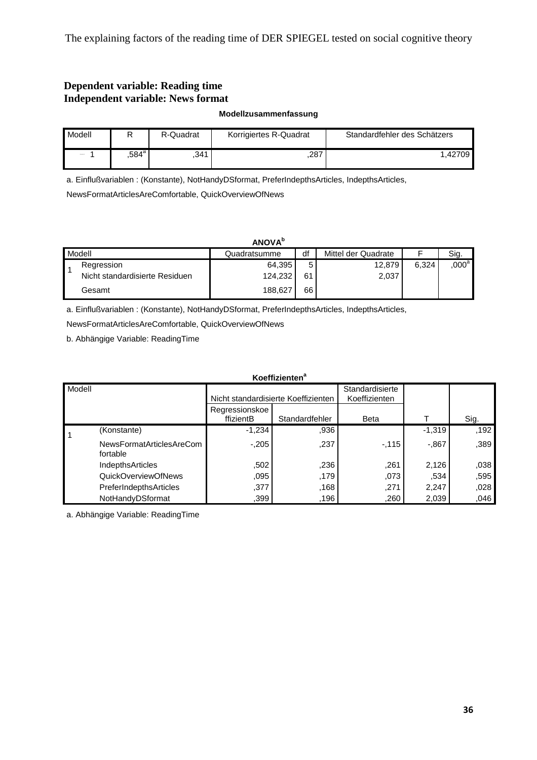**Dependent variable: Reading time**
**Independent variable: News format**

**Modellzusammenfassung**

| Modell | R | R-Quadrat | Korrigiertes R-Quadrat | Standardfehler des Schätzers |
|---|---|---|---|---|
| 1 | ,584[a] | ,341 | ,287 | 1,42709 |

a. Einflußvariablen : (Konstante), NotHandyDSformat, PreferIndepthsArticles, IndepthsArticles, NewsFormatArticlesAreComfortable, QuickOverviewOfNews

**ANOVA[b]**

| Modell | | Quadratsumme | df | Mittel der Quadrate | F | Sig. |
|---|---|---|---|---|---|---|
| 1 | Regression | 64,395 | 5 | 12,879 | 6,324 | ,000[a] |
| | Nicht standardisierte Residuen | 124,232 | 61 | 2,037 | | |
| | Gesamt | 188,627 | 66 | | | |

a. Einflußvariablen : (Konstante), NotHandyDSformat, PreferIndepthsArticles, IndepthsArticles, NewsFormatArticlesAreComfortable, QuickOverviewOfNews

b. Abhängige Variable: ReadingTime

**Koeffizienten[a]**

| Modell | | Nicht standardisierte Koeffizienten | | Standardisierte Koeffizienten | | |
|---|---|---|---|---|---|---|
| | | Regressionskoeffizient B | Standardfehler | Beta | T | Sig. |
| 1 | (Konstante) | -1,234 | ,936 | | -1,319 | ,192 |
| | NewsFormatArticlesAreComfortable | -,205 | ,237 | -,115 | -,867 | ,389 |
| | IndepthsArticles | ,502 | ,236 | ,261 | 2,126 | ,038 |
| | QuickOverviewOfNews | ,095 | ,179 | ,073 | ,534 | ,595 |
| | PreferIndepthsArticles | ,377 | ,168 | ,271 | 2,247 | ,028 |
| | NotHandyDSformat | ,399 | ,196 | ,260 | 2,039 | ,046 |

a. Abhängige Variable: ReadingTime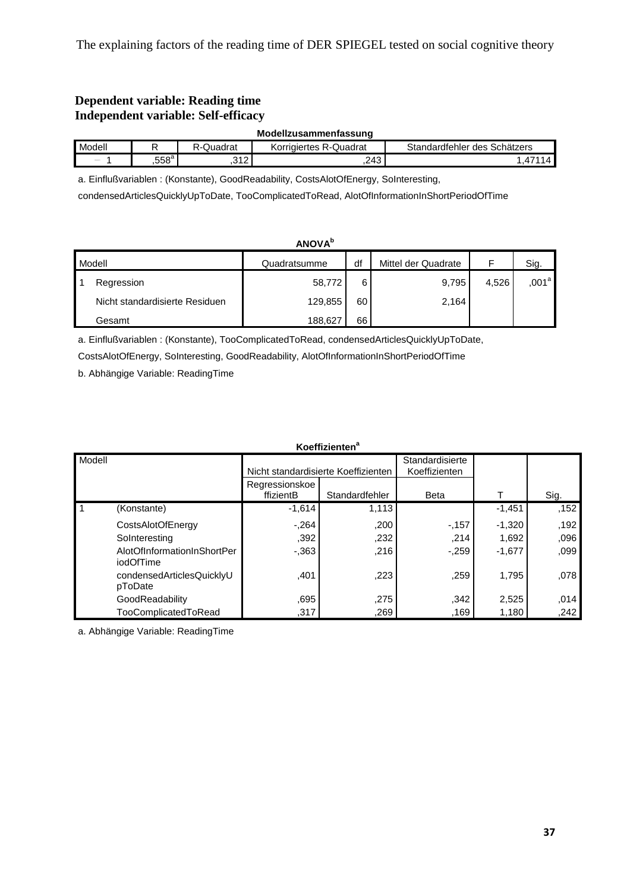**Dependent variable: Reading time**
**Independent variable: Self-efficacy**

**Modellzusammenfassung**

| Modell | R | R-Quadrat | Korrigiertes R-Quadrat | Standardfehler des Schätzers |
|---|---|---|---|---|
| 1 | ,558[a] | ,312 | ,243 | 1,47114 |

a. Einflußvariablen : (Konstante), GoodReadability, CostsAlotOfEnergy, SoInteresting, condensedArticlesQuicklyUpToDate, TooComplicatedToRead, AlotOfInformationInShortPeriodOfTime

**ANOVA[b]**

| Modell | | Quadratsumme | df | Mittel der Quadrate | F | Sig. |
|---|---|---|---|---|---|---|
| 1 | Regression | 58,772 | 6 | 9,795 | 4,526 | ,001[a] |
| | Nicht standardisierte Residuen | 129,855 | 60 | 2,164 | | |
| | Gesamt | 188,627 | 66 | | | |

a. Einflußvariablen : (Konstante), TooComplicatedToRead, condensedArticlesQuicklyUpToDate, CostsAlotOfEnergy, SoInteresting, GoodReadability, AlotOfInformationInShortPeriodOfTime

b. Abhängige Variable: ReadingTime

**Koeffizienten[a]**

| Modell | | Nicht standardisierte Koeffizienten | | Standardisierte Koeffizienten | | |
|---|---|---|---|---|---|---|
| | | Regressionskoeffizient B | Standardfehler | Beta | T | Sig. |
| 1 | (Konstante) | -1,614 | 1,113 | | -1,451 | ,152 |
| | CostsAlotOfEnergy | -,264 | ,200 | -,157 | -1,320 | ,192 |
| | SoInteresting | ,392 | ,232 | ,214 | 1,692 | ,096 |
| | AlotOfInformationInShortPeriodOfTime | -,363 | ,216 | -,259 | -1,677 | ,099 |
| | condensedArticlesQuicklyUpToDate | ,401 | ,223 | ,259 | 1,795 | ,078 |
| | GoodReadability | ,695 | ,275 | ,342 | 2,525 | ,014 |
| | TooComplicatedToRead | ,317 | ,269 | ,169 | 1,180 | ,242 |

a. Abhängige Variable: ReadingTime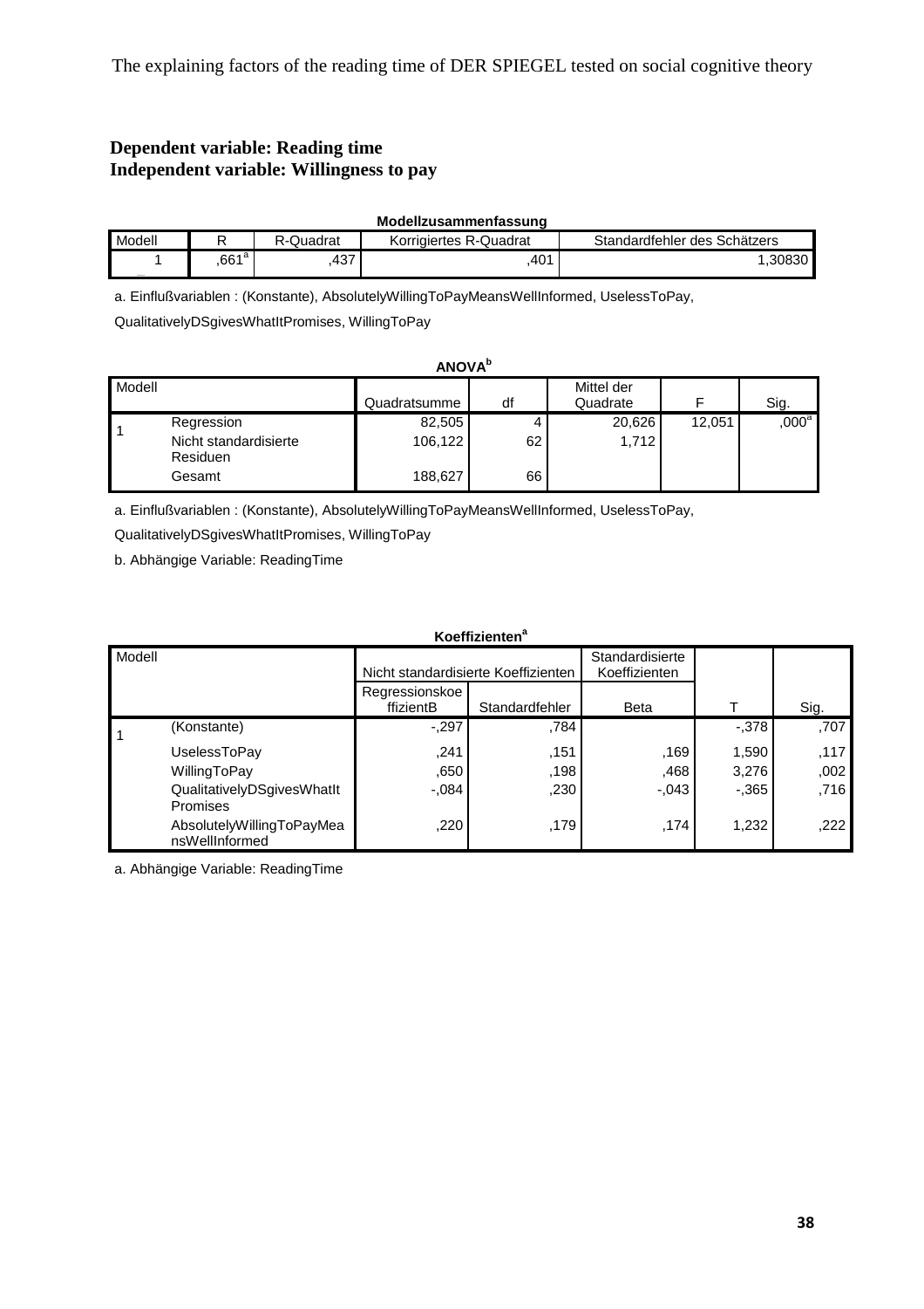**Dependent variable: Reading time**
**Independent variable: Willingness to pay**

**Modellzusammenfassung**

| Modell | R | R-Quadrat | Korrigiertes R-Quadrat | Standardfehler des Schätzers |
|---|---|---|---|---|
| 1 | ,661[a] | ,437 | ,401 | 1,30830 |

a. Einflußvariablen : (Konstante), AbsolutelyWillingToPayMeansWellInformed, UselessToPay, QualitativelyDSgivesWhatItPromises, WillingToPay

**ANOVA[b]**

| Modell | | Quadratsumme | df | Mittel der Quadrate | F | Sig. |
|---|---|---|---|---|---|---|
| 1 | Regression | 82,505 | 4 | 20,626 | 12,051 | ,000[a] |
| | Nicht standardisierte Residuen | 106,122 | 62 | 1,712 | | |
| | Gesamt | 188,627 | 66 | | | |

a. Einflußvariablen : (Konstante), AbsolutelyWillingToPayMeansWellInformed, UselessToPay, QualitativelyDSgivesWhatItPromises, WillingToPay

b. Abhängige Variable: ReadingTime

**Koeffizienten[a]**

| Modell | | Nicht standardisierte Koeffizienten | | Standardisierte Koeffizienten | | |
|---|---|---|---|---|---|---|
| | | Regressionskoeffizient B | Standardfehler | Beta | T | Sig. |
| 1 | (Konstante) | -,297 | ,784 | | -,378 | ,707 |
| | UselessToPay | ,241 | ,151 | ,169 | 1,590 | ,117 |
| | WillingToPay | ,650 | ,198 | ,468 | 3,276 | ,002 |
| | QualitativelyDSgivesWhatIt Promises | -,084 | ,230 | -,043 | -,365 | ,716 |
| | AbsolutelyWillingToPayMeansWellInformed | ,220 | ,179 | ,174 | 1,232 | ,222 |

a. Abhängige Variable: ReadingTime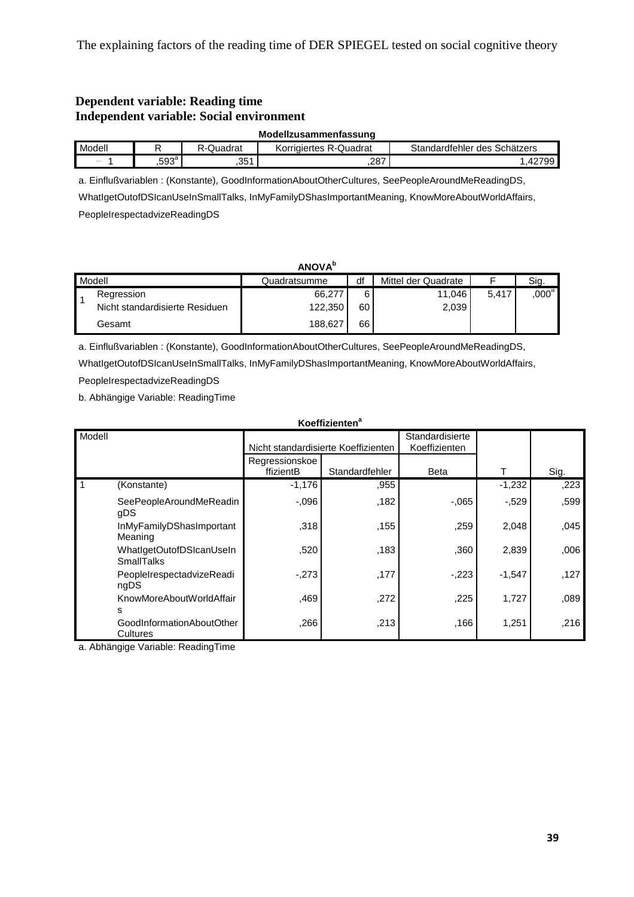**Dependent variable: Reading time**
**Independent variable: Social environment**

**Modellzusammenfassung**

| Modell | R | R-Quadrat | Korrigiertes R-Quadrat | Standardfehler des Schätzers |
|---|---|---|---|---|
| 1 | ,593[a] | ,351 | ,287 | 1,42799 |

a. Einflußvariablen : (Konstante), GoodInformationAboutOtherCultures, SeePeopleAroundMeReadingDS, WhatIgetOutofDSIcanUseInSmallTalks, InMyFamilyDShasImportantMeaning, KnowMoreAboutWorldAffairs, PeopleIrespectadvizeReadingDS

**ANOVA[b]**

| Modell | | Quadratsumme | df | Mittel der Quadrate | F | Sig. |
|---|---|---|---|---|---|---|
| 1 | Regression | 66,277 | 6 | 11,046 | 5,417 | ,000[a] |
| | Nicht standardisierte Residuen | 122,350 | 60 | 2,039 | | |
| | Gesamt | 188,627 | 66 | | | |

a. Einflußvariablen : (Konstante), GoodInformationAboutOtherCultures, SeePeopleAroundMeReadingDS, WhatIgetOutofDSIcanUseInSmallTalks, InMyFamilyDShasImportantMeaning, KnowMoreAboutWorldAffairs, PeopleIrespectadvizeReadingDS

b. Abhängige Variable: ReadingTime

**Koeffizienten[a]**

| Modell | | Nicht standardisierte Koeffizienten | | Standardisierte Koeffizienten | | |
|---|---|---|---|---|---|---|
| | | Regressionskoeffizient B | Standardfehler | Beta | T | Sig. |
| 1 | (Konstante) | -1,176 | ,955 | | -1,232 | ,223 |
| | SeePeopleAroundMeReadingDS | -,096 | ,182 | -,065 | -,529 | ,599 |
| | InMyFamilyDShasImportantMeaning | ,318 | ,155 | ,259 | 2,048 | ,045 |
| | WhatIgetOutofDSIcanUseInSmallTalks | ,520 | ,183 | ,360 | 2,839 | ,006 |
| | PeopleIrespectadvizeReadingDS | -,273 | ,177 | -,223 | -1,547 | ,127 |
| | KnowMoreAboutWorldAffairs | ,469 | ,272 | ,225 | 1,727 | ,089 |
| | GoodInformationAboutOtherCultures | ,266 | ,213 | ,166 | 1,251 | ,216 |

a. Abhängige Variable: ReadingTime